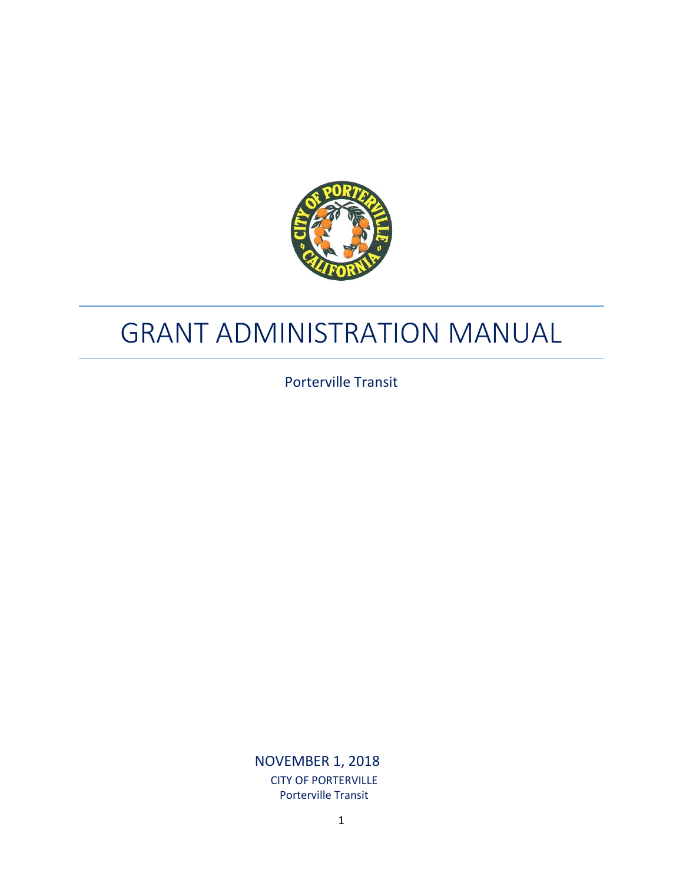# GRANT ADMINISTRATION MANUAL

Porterville Transit

NOVEMBER 1, 2018

CITY OF PORTERVILLE

Porterville Transit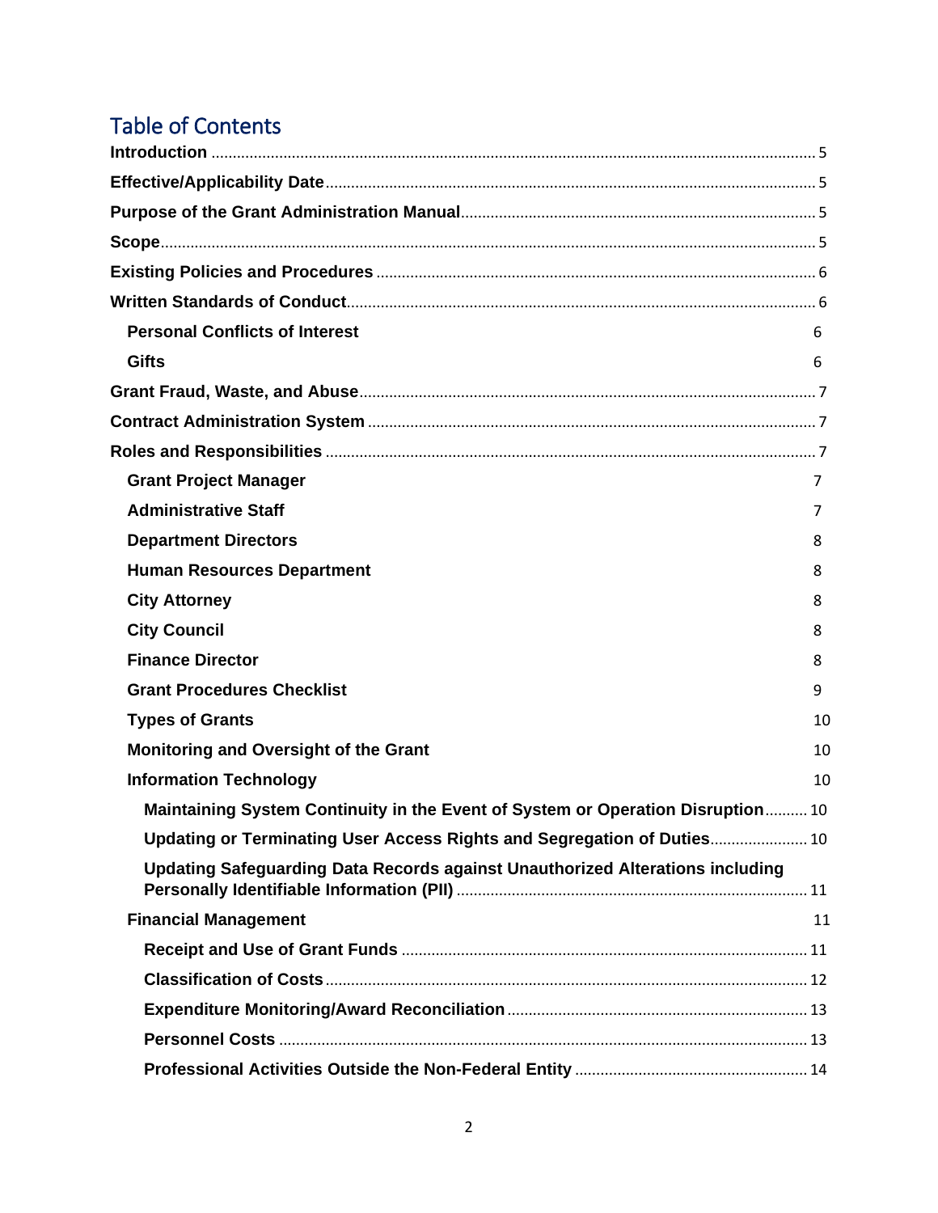# Table of Contents

- **Introduction** ..... 5
- **Effective/Applicability Date** ..... 5
- **Purpose of the Grant Administration Manual** ..... 5
- **Scope** ..... 5
- **Existing Policies and Procedures** ..... 6
- **Written Standards of Conduct** ..... 6
  - **Personal Conflicts of Interest** 6
  - **Gifts** 6
- **Grant Fraud, Waste, and Abuse** ..... 7
- **Contract Administration System** ..... 7
- **Roles and Responsibilities** ..... 7
  - **Grant Project Manager** 7
  - **Administrative Staff** 7
  - **Department Directors** 8
  - **Human Resources Department** 8
  - **City Attorney** 8
  - **City Council** 8
  - **Finance Director** 8
  - **Grant Procedures Checklist** 9
  - **Types of Grants** 10
  - **Monitoring and Oversight of the Grant** 10
  - **Information Technology** 10
    - **Maintaining System Continuity in the Event of System or Operation Disruption** ..... 10
    - **Updating or Terminating User Access Rights and Segregation of Duties** ..... 10
    - **Updating Safeguarding Data Records against Unauthorized Alterations including Personally Identifiable Information (PII)** ..... 11
  - **Financial Management** 11
    - **Receipt and Use of Grant Funds** ..... 11
    - **Classification of Costs** ..... 12
    - **Expenditure Monitoring/Award Reconciliation** ..... 13
    - **Personnel Costs** ..... 13
    - **Professional Activities Outside the Non-Federal Entity** ..... 14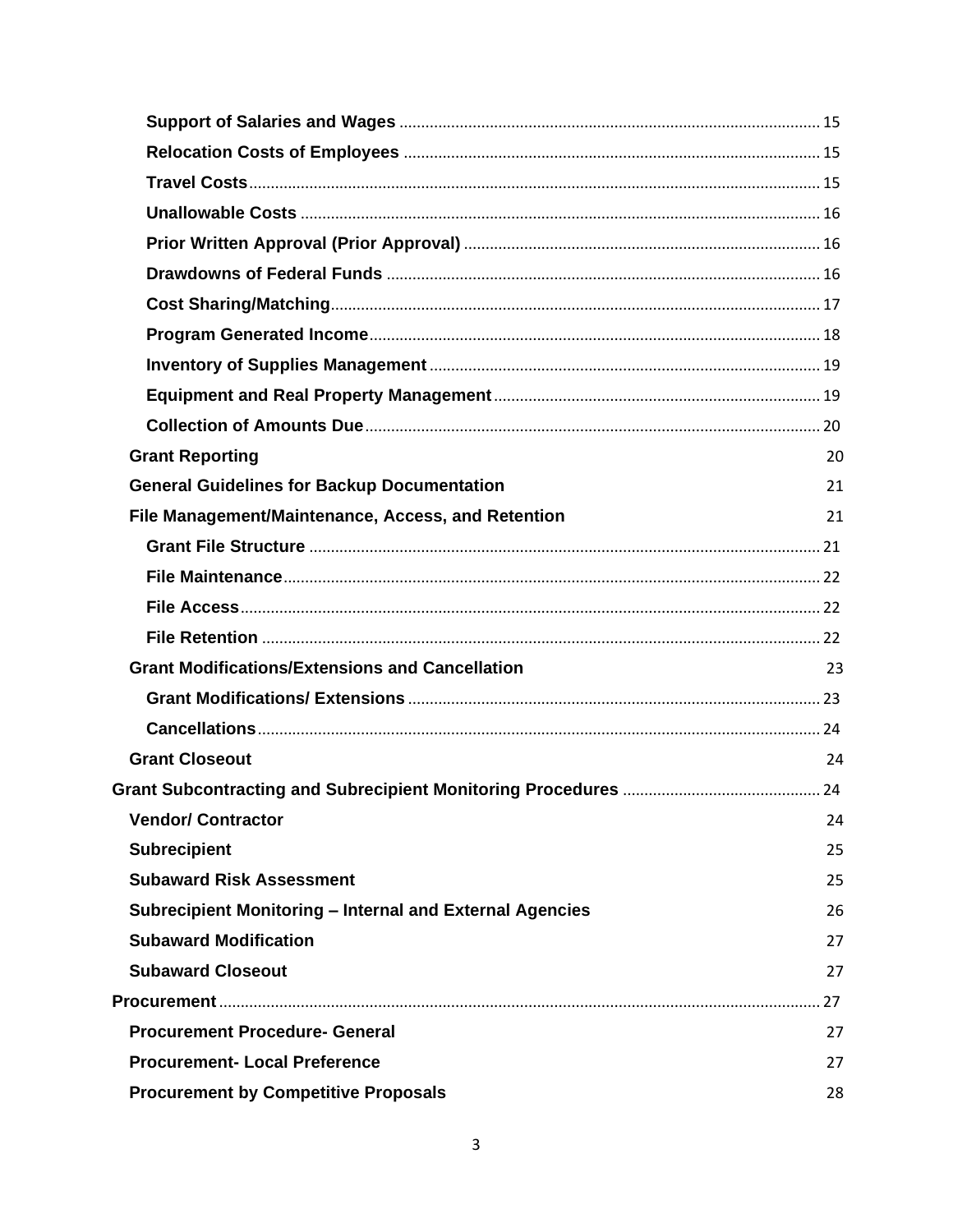- **Support of Salaries and Wages** 15
- **Relocation Costs of Employees** 15
- **Travel Costs** 15
- **Unallowable Costs** 16
- **Prior Written Approval (Prior Approval)** 16
- **Drawdowns of Federal Funds** 16
- **Cost Sharing/Matching** 17
- **Program Generated Income** 18
- **Inventory of Supplies Management** 19
- **Equipment and Real Property Management** 19
- **Collection of Amounts Due** 20

**Grant Reporting** 20

**General Guidelines for Backup Documentation** 21

**File Management/Maintenance, Access, and Retention** 21

- **Grant File Structure** 21
- **File Maintenance** 22
- **File Access** 22
- **File Retention** 22

**Grant Modifications/Extensions and Cancellation** 23

- **Grant Modifications/ Extensions** 23
- **Cancellations** 24

**Grant Closeout** 24

**Grant Subcontracting and Subrecipient Monitoring Procedures** 24

**Vendor/ Contractor** 24

**Subrecipient** 25

**Subaward Risk Assessment** 25

**Subrecipient Monitoring – Internal and External Agencies** 26

**Subaward Modification** 27

**Subaward Closeout** 27

**Procurement** 27

**Procurement Procedure- General** 27

**Procurement- Local Preference** 27

**Procurement by Competitive Proposals** 28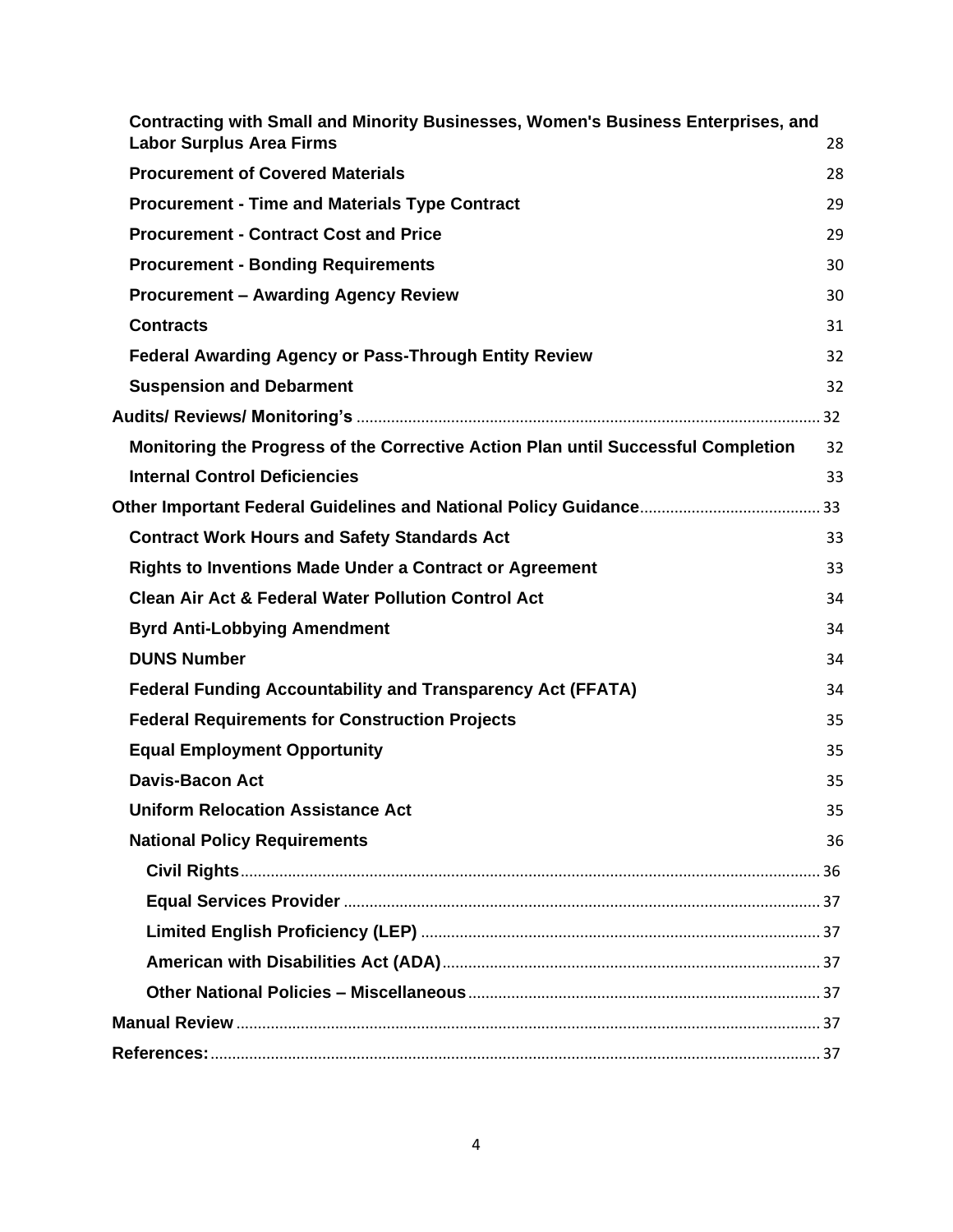- **Contracting with Small and Minority Businesses, Women's Business Enterprises, and Labor Surplus Area Firms** 28
- **Procurement of Covered Materials** 28
- **Procurement - Time and Materials Type Contract** 29
- **Procurement - Contract Cost and Price** 29
- **Procurement - Bonding Requirements** 30
- **Procurement – Awarding Agency Review** 30
- **Contracts** 31
- **Federal Awarding Agency or Pass-Through Entity Review** 32
- **Suspension and Debarment** 32

**Audits/ Reviews/ Monitoring's** ........ 32

- **Monitoring the Progress of the Corrective Action Plan until Successful Completion** 32
- **Internal Control Deficiencies** 33

**Other Important Federal Guidelines and National Policy Guidance** ........ 33

- **Contract Work Hours and Safety Standards Act** 33
- **Rights to Inventions Made Under a Contract or Agreement** 33
- **Clean Air Act & Federal Water Pollution Control Act** 34
- **Byrd Anti-Lobbying Amendment** 34
- **DUNS Number** 34
- **Federal Funding Accountability and Transparency Act (FFATA)** 34
- **Federal Requirements for Construction Projects** 35
- **Equal Employment Opportunity** 35
- **Davis-Bacon Act** 35
- **Uniform Relocation Assistance Act** 35
- **National Policy Requirements** 36
  - **Civil Rights** ........ 36
  - **Equal Services Provider** ........ 37
  - **Limited English Proficiency (LEP)** ........ 37
  - **American with Disabilities Act (ADA)** ........ 37
  - **Other National Policies – Miscellaneous** ........ 37

**Manual Review** ........ 37

**References:** ........ 37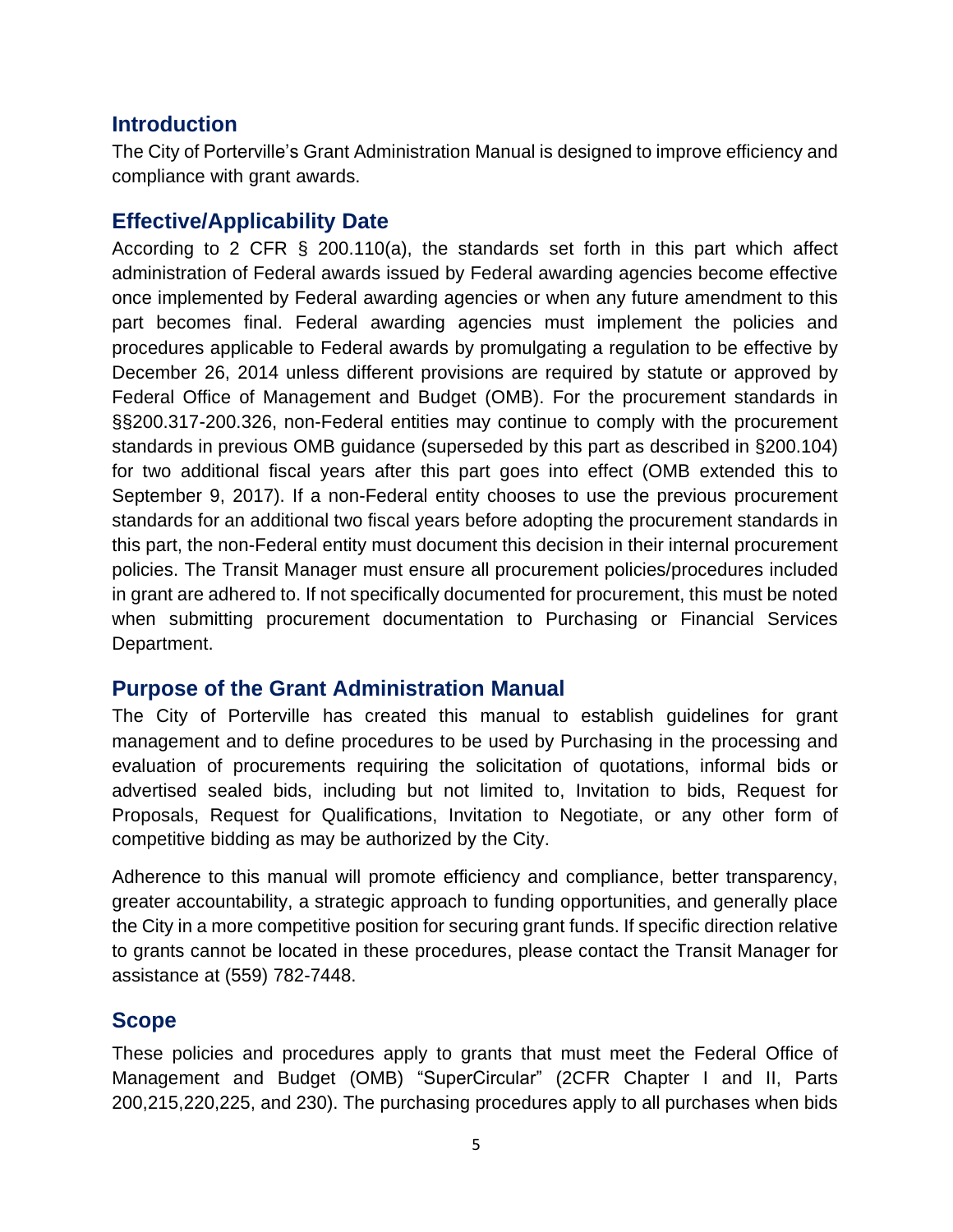## Introduction

The City of Porterville's Grant Administration Manual is designed to improve efficiency and compliance with grant awards.

## Effective/Applicability Date

According to 2 CFR § 200.110(a), the standards set forth in this part which affect administration of Federal awards issued by Federal awarding agencies become effective once implemented by Federal awarding agencies or when any future amendment to this part becomes final. Federal awarding agencies must implement the policies and procedures applicable to Federal awards by promulgating a regulation to be effective by December 26, 2014 unless different provisions are required by statute or approved by Federal Office of Management and Budget (OMB). For the procurement standards in §§200.317-200.326, non-Federal entities may continue to comply with the procurement standards in previous OMB guidance (superseded by this part as described in §200.104) for two additional fiscal years after this part goes into effect (OMB extended this to September 9, 2017). If a non-Federal entity chooses to use the previous procurement standards for an additional two fiscal years before adopting the procurement standards in this part, the non-Federal entity must document this decision in their internal procurement policies. The Transit Manager must ensure all procurement policies/procedures included in grant are adhered to. If not specifically documented for procurement, this must be noted when submitting procurement documentation to Purchasing or Financial Services Department.

## Purpose of the Grant Administration Manual

The City of Porterville has created this manual to establish guidelines for grant management and to define procedures to be used by Purchasing in the processing and evaluation of procurements requiring the solicitation of quotations, informal bids or advertised sealed bids, including but not limited to, Invitation to bids, Request for Proposals, Request for Qualifications, Invitation to Negotiate, or any other form of competitive bidding as may be authorized by the City.

Adherence to this manual will promote efficiency and compliance, better transparency, greater accountability, a strategic approach to funding opportunities, and generally place the City in a more competitive position for securing grant funds. If specific direction relative to grants cannot be located in these procedures, please contact the Transit Manager for assistance at (559) 782-7448.

## Scope

These policies and procedures apply to grants that must meet the Federal Office of Management and Budget (OMB) "SuperCircular" (2CFR Chapter I and II, Parts 200,215,220,225, and 230). The purchasing procedures apply to all purchases when bids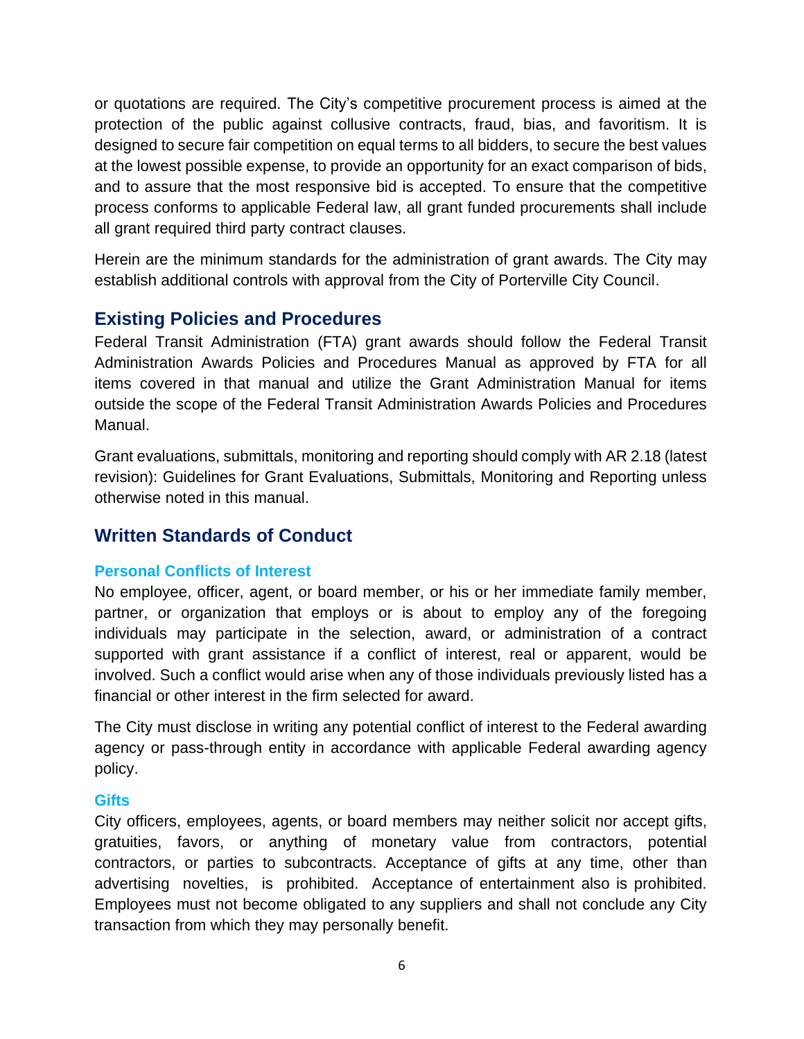or quotations are required. The City's competitive procurement process is aimed at the protection of the public against collusive contracts, fraud, bias, and favoritism. It is designed to secure fair competition on equal terms to all bidders, to secure the best values at the lowest possible expense, to provide an opportunity for an exact comparison of bids, and to assure that the most responsive bid is accepted. To ensure that the competitive process conforms to applicable Federal law, all grant funded procurements shall include all grant required third party contract clauses.

Herein are the minimum standards for the administration of grant awards. The City may establish additional controls with approval from the City of Porterville City Council.

## Existing Policies and Procedures

Federal Transit Administration (FTA) grant awards should follow the Federal Transit Administration Awards Policies and Procedures Manual as approved by FTA for all items covered in that manual and utilize the Grant Administration Manual for items outside the scope of the Federal Transit Administration Awards Policies and Procedures Manual.

Grant evaluations, submittals, monitoring and reporting should comply with AR 2.18 (latest revision): Guidelines for Grant Evaluations, Submittals, Monitoring and Reporting unless otherwise noted in this manual.

## Written Standards of Conduct

### Personal Conflicts of Interest

No employee, officer, agent, or board member, or his or her immediate family member, partner, or organization that employs or is about to employ any of the foregoing individuals may participate in the selection, award, or administration of a contract supported with grant assistance if a conflict of interest, real or apparent, would be involved. Such a conflict would arise when any of those individuals previously listed has a financial or other interest in the firm selected for award.

The City must disclose in writing any potential conflict of interest to the Federal awarding agency or pass-through entity in accordance with applicable Federal awarding agency policy.

### Gifts

City officers, employees, agents, or board members may neither solicit nor accept gifts, gratuities, favors, or anything of monetary value from contractors, potential contractors, or parties to subcontracts. Acceptance of gifts at any time, other than advertising novelties, is prohibited. Acceptance of entertainment also is prohibited. Employees must not become obligated to any suppliers and shall not conclude any City transaction from which they may personally benefit.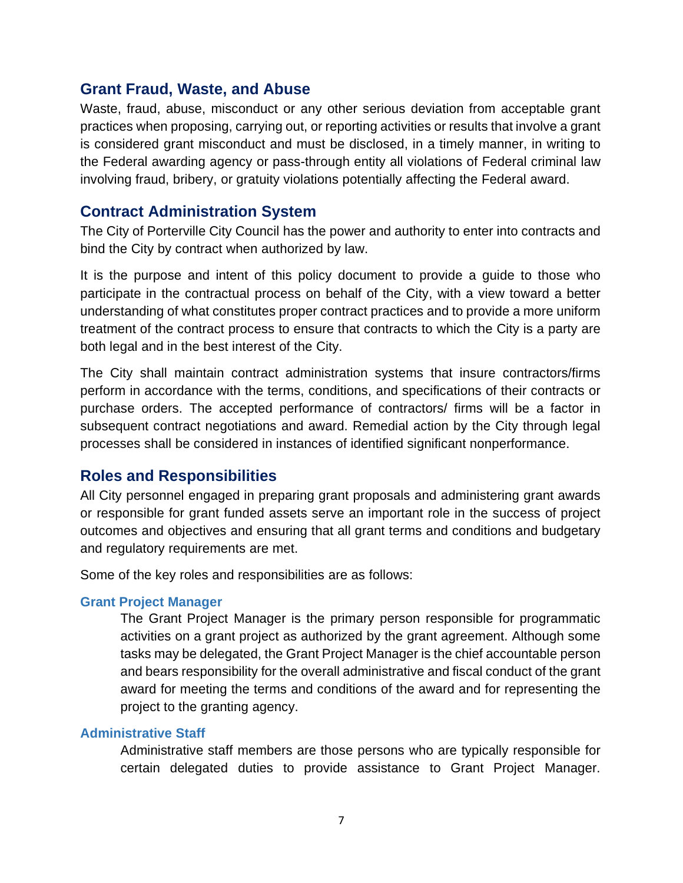## Grant Fraud, Waste, and Abuse

Waste, fraud, abuse, misconduct or any other serious deviation from acceptable grant practices when proposing, carrying out, or reporting activities or results that involve a grant is considered grant misconduct and must be disclosed, in a timely manner, in writing to the Federal awarding agency or pass-through entity all violations of Federal criminal law involving fraud, bribery, or gratuity violations potentially affecting the Federal award.

## Contract Administration System

The City of Porterville City Council has the power and authority to enter into contracts and bind the City by contract when authorized by law.

It is the purpose and intent of this policy document to provide a guide to those who participate in the contractual process on behalf of the City, with a view toward a better understanding of what constitutes proper contract practices and to provide a more uniform treatment of the contract process to ensure that contracts to which the City is a party are both legal and in the best interest of the City.

The City shall maintain contract administration systems that insure contractors/firms perform in accordance with the terms, conditions, and specifications of their contracts or purchase orders. The accepted performance of contractors/ firms will be a factor in subsequent contract negotiations and award. Remedial action by the City through legal processes shall be considered in instances of identified significant nonperformance.

## Roles and Responsibilities

All City personnel engaged in preparing grant proposals and administering grant awards or responsible for grant funded assets serve an important role in the success of project outcomes and objectives and ensuring that all grant terms and conditions and budgetary and regulatory requirements are met.

Some of the key roles and responsibilities are as follows:

### Grant Project Manager

The Grant Project Manager is the primary person responsible for programmatic activities on a grant project as authorized by the grant agreement. Although some tasks may be delegated, the Grant Project Manager is the chief accountable person and bears responsibility for the overall administrative and fiscal conduct of the grant award for meeting the terms and conditions of the award and for representing the project to the granting agency.

### Administrative Staff

Administrative staff members are those persons who are typically responsible for certain delegated duties to provide assistance to Grant Project Manager.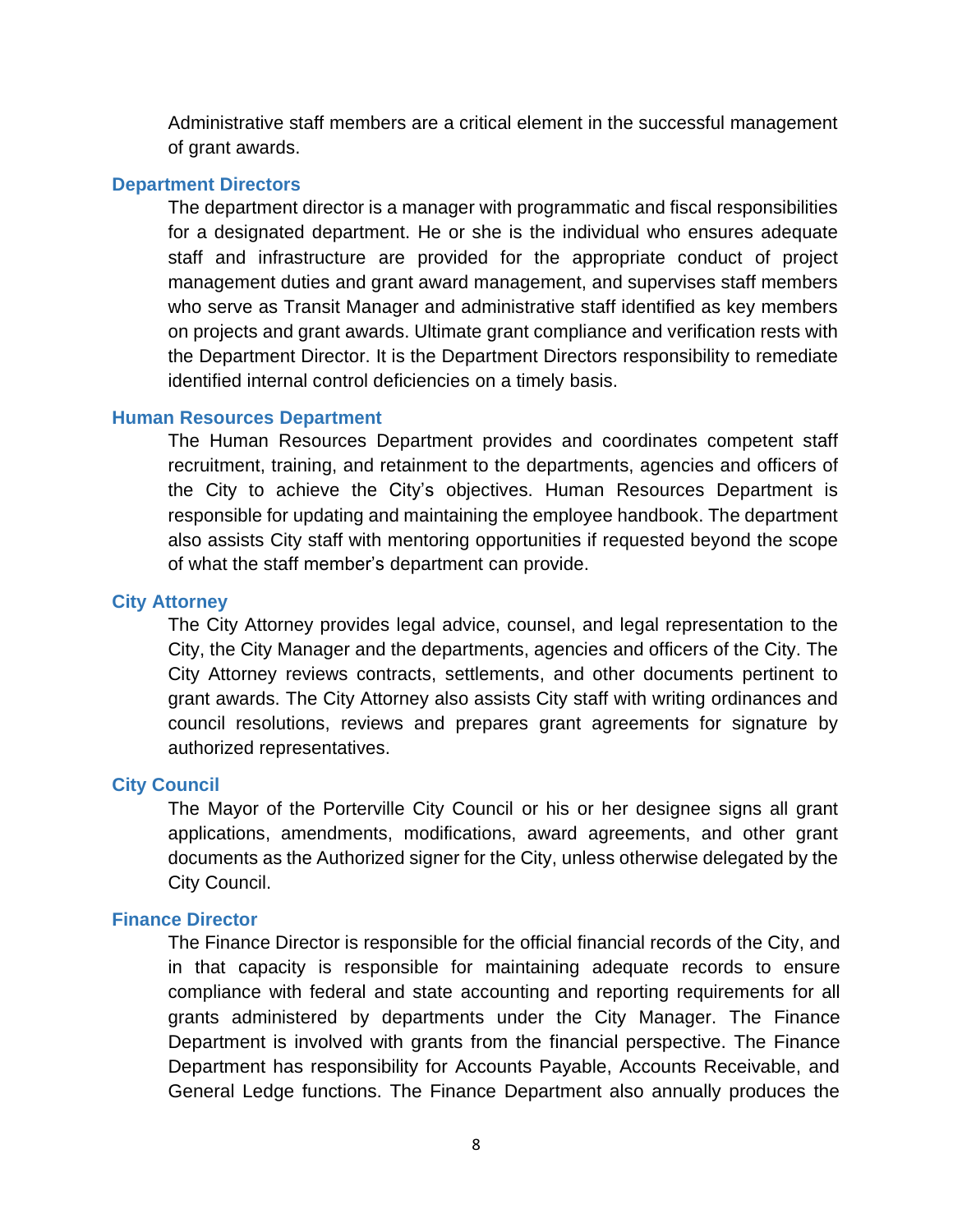Administrative staff members are a critical element in the successful management of grant awards.

### Department Directors

The department director is a manager with programmatic and fiscal responsibilities for a designated department. He or she is the individual who ensures adequate staff and infrastructure are provided for the appropriate conduct of project management duties and grant award management, and supervises staff members who serve as Transit Manager and administrative staff identified as key members on projects and grant awards. Ultimate grant compliance and verification rests with the Department Director. It is the Department Directors responsibility to remediate identified internal control deficiencies on a timely basis.

### Human Resources Department

The Human Resources Department provides and coordinates competent staff recruitment, training, and retainment to the departments, agencies and officers of the City to achieve the City's objectives. Human Resources Department is responsible for updating and maintaining the employee handbook. The department also assists City staff with mentoring opportunities if requested beyond the scope of what the staff member's department can provide.

### City Attorney

The City Attorney provides legal advice, counsel, and legal representation to the City, the City Manager and the departments, agencies and officers of the City. The City Attorney reviews contracts, settlements, and other documents pertinent to grant awards. The City Attorney also assists City staff with writing ordinances and council resolutions, reviews and prepares grant agreements for signature by authorized representatives.

### City Council

The Mayor of the Porterville City Council or his or her designee signs all grant applications, amendments, modifications, award agreements, and other grant documents as the Authorized signer for the City, unless otherwise delegated by the City Council.

### Finance Director

The Finance Director is responsible for the official financial records of the City, and in that capacity is responsible for maintaining adequate records to ensure compliance with federal and state accounting and reporting requirements for all grants administered by departments under the City Manager. The Finance Department is involved with grants from the financial perspective. The Finance Department has responsibility for Accounts Payable, Accounts Receivable, and General Ledge functions. The Finance Department also annually produces the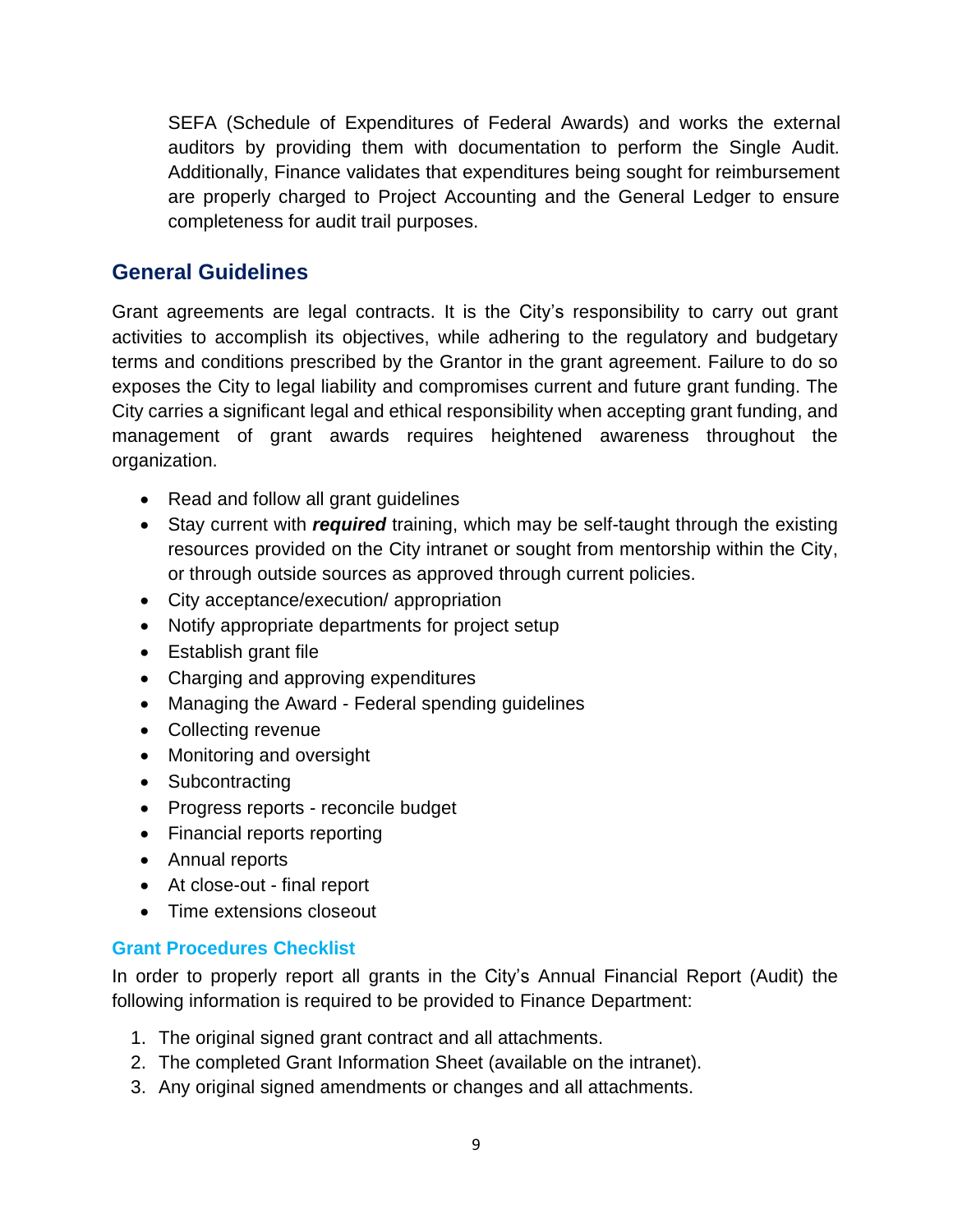SEFA (Schedule of Expenditures of Federal Awards) and works the external auditors by providing them with documentation to perform the Single Audit. Additionally, Finance validates that expenditures being sought for reimbursement are properly charged to Project Accounting and the General Ledger to ensure completeness for audit trail purposes.

## General Guidelines

Grant agreements are legal contracts. It is the City's responsibility to carry out grant activities to accomplish its objectives, while adhering to the regulatory and budgetary terms and conditions prescribed by the Grantor in the grant agreement. Failure to do so exposes the City to legal liability and compromises current and future grant funding. The City carries a significant legal and ethical responsibility when accepting grant funding, and management of grant awards requires heightened awareness throughout the organization.

- Read and follow all grant guidelines
- Stay current with ***required*** training, which may be self-taught through the existing resources provided on the City intranet or sought from mentorship within the City, or through outside sources as approved through current policies.
- City acceptance/execution/ appropriation
- Notify appropriate departments for project setup
- Establish grant file
- Charging and approving expenditures
- Managing the Award - Federal spending guidelines
- Collecting revenue
- Monitoring and oversight
- Subcontracting
- Progress reports - reconcile budget
- Financial reports reporting
- Annual reports
- At close-out - final report
- Time extensions closeout

### Grant Procedures Checklist

In order to properly report all grants in the City's Annual Financial Report (Audit) the following information is required to be provided to Finance Department:

1. The original signed grant contract and all attachments.
2. The completed Grant Information Sheet (available on the intranet).
3. Any original signed amendments or changes and all attachments.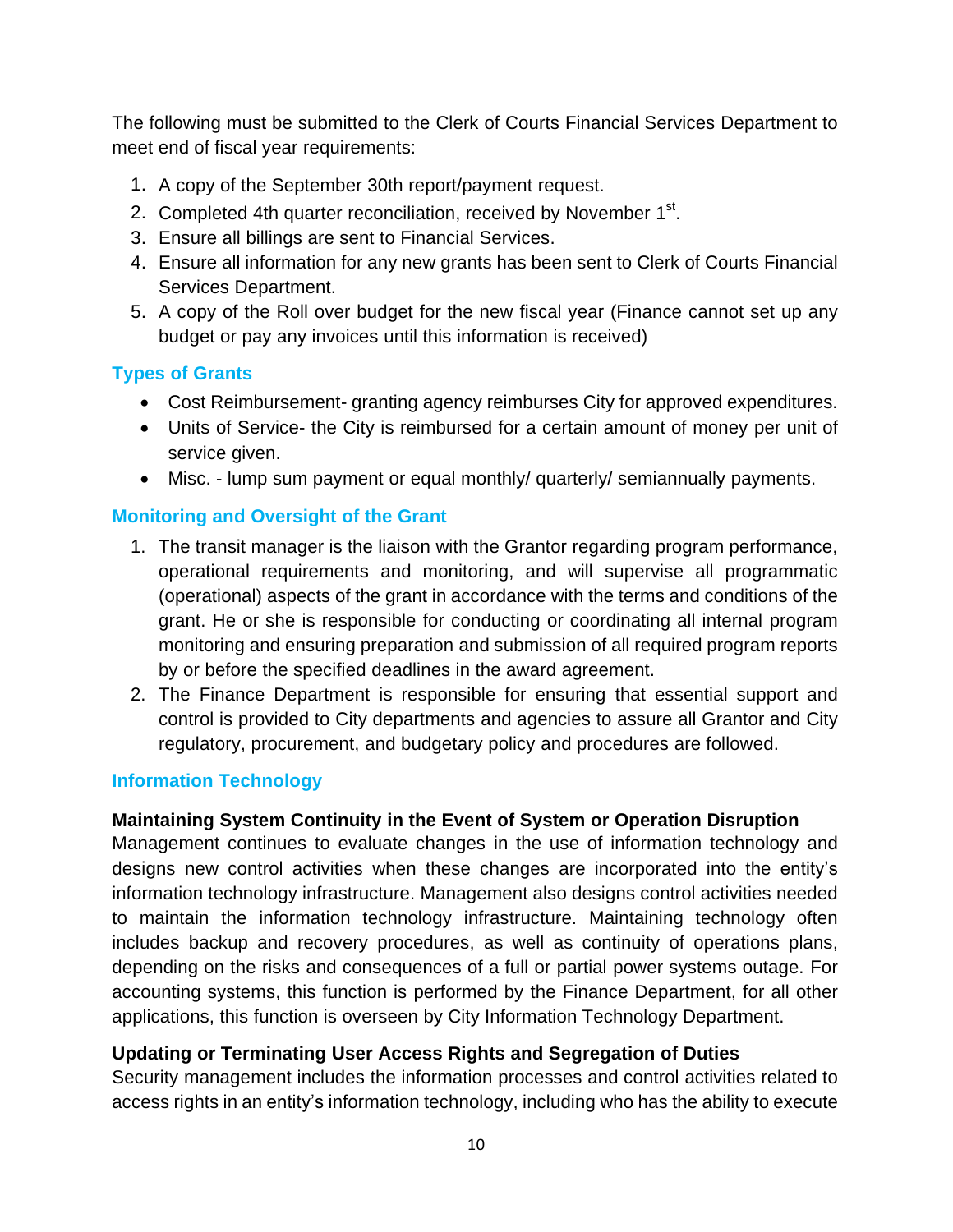The following must be submitted to the Clerk of Courts Financial Services Department to meet end of fiscal year requirements:

1. A copy of the September 30th report/payment request.
2. Completed 4th quarter reconciliation, received by November 1st.
3. Ensure all billings are sent to Financial Services.
4. Ensure all information for any new grants has been sent to Clerk of Courts Financial Services Department.
5. A copy of the Roll over budget for the new fiscal year (Finance cannot set up any budget or pay any invoices until this information is received)

### Types of Grants

- Cost Reimbursement- granting agency reimburses City for approved expenditures.
- Units of Service- the City is reimbursed for a certain amount of money per unit of service given.
- Misc. - lump sum payment or equal monthly/ quarterly/ semiannually payments.

### Monitoring and Oversight of the Grant

1. The transit manager is the liaison with the Grantor regarding program performance, operational requirements and monitoring, and will supervise all programmatic (operational) aspects of the grant in accordance with the terms and conditions of the grant. He or she is responsible for conducting or coordinating all internal program monitoring and ensuring preparation and submission of all required program reports by or before the specified deadlines in the award agreement.
2. The Finance Department is responsible for ensuring that essential support and control is provided to City departments and agencies to assure all Grantor and City regulatory, procurement, and budgetary policy and procedures are followed.

### Information Technology

**Maintaining System Continuity in the Event of System or Operation Disruption**

Management continues to evaluate changes in the use of information technology and designs new control activities when these changes are incorporated into the entity's information technology infrastructure. Management also designs control activities needed to maintain the information technology infrastructure. Maintaining technology often includes backup and recovery procedures, as well as continuity of operations plans, depending on the risks and consequences of a full or partial power systems outage. For accounting systems, this function is performed by the Finance Department, for all other applications, this function is overseen by City Information Technology Department.

**Updating or Terminating User Access Rights and Segregation of Duties**

Security management includes the information processes and control activities related to access rights in an entity's information technology, including who has the ability to execute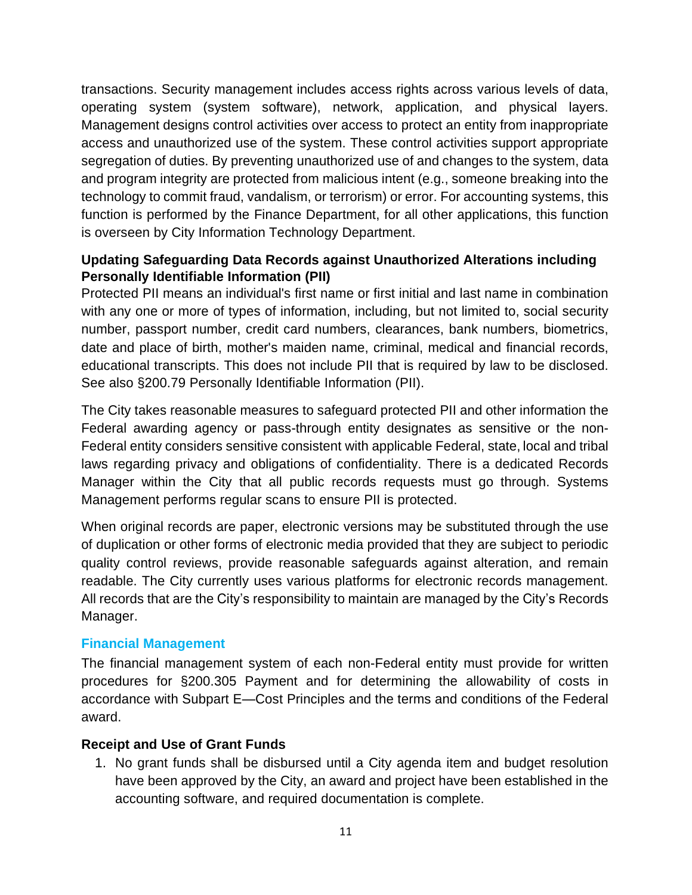transactions. Security management includes access rights across various levels of data, operating system (system software), network, application, and physical layers. Management designs control activities over access to protect an entity from inappropriate access and unauthorized use of the system. These control activities support appropriate segregation of duties. By preventing unauthorized use of and changes to the system, data and program integrity are protected from malicious intent (e.g., someone breaking into the technology to commit fraud, vandalism, or terrorism) or error. For accounting systems, this function is performed by the Finance Department, for all other applications, this function is overseen by City Information Technology Department.

**Updating Safeguarding Data Records against Unauthorized Alterations including Personally Identifiable Information (PII)**

Protected PII means an individual's first name or first initial and last name in combination with any one or more of types of information, including, but not limited to, social security number, passport number, credit card numbers, clearances, bank numbers, biometrics, date and place of birth, mother's maiden name, criminal, medical and financial records, educational transcripts. This does not include PII that is required by law to be disclosed. See also §200.79 Personally Identifiable Information (PII).

The City takes reasonable measures to safeguard protected PII and other information the Federal awarding agency or pass-through entity designates as sensitive or the non-Federal entity considers sensitive consistent with applicable Federal, state, local and tribal laws regarding privacy and obligations of confidentiality. There is a dedicated Records Manager within the City that all public records requests must go through. Systems Management performs regular scans to ensure PII is protected.

When original records are paper, electronic versions may be substituted through the use of duplication or other forms of electronic media provided that they are subject to periodic quality control reviews, provide reasonable safeguards against alteration, and remain readable. The City currently uses various platforms for electronic records management. All records that are the City's responsibility to maintain are managed by the City's Records Manager.

## Financial Management

The financial management system of each non-Federal entity must provide for written procedures for §200.305 Payment and for determining the allowability of costs in accordance with Subpart E—Cost Principles and the terms and conditions of the Federal award.

**Receipt and Use of Grant Funds**

1. No grant funds shall be disbursed until a City agenda item and budget resolution have been approved by the City, an award and project have been established in the accounting software, and required documentation is complete.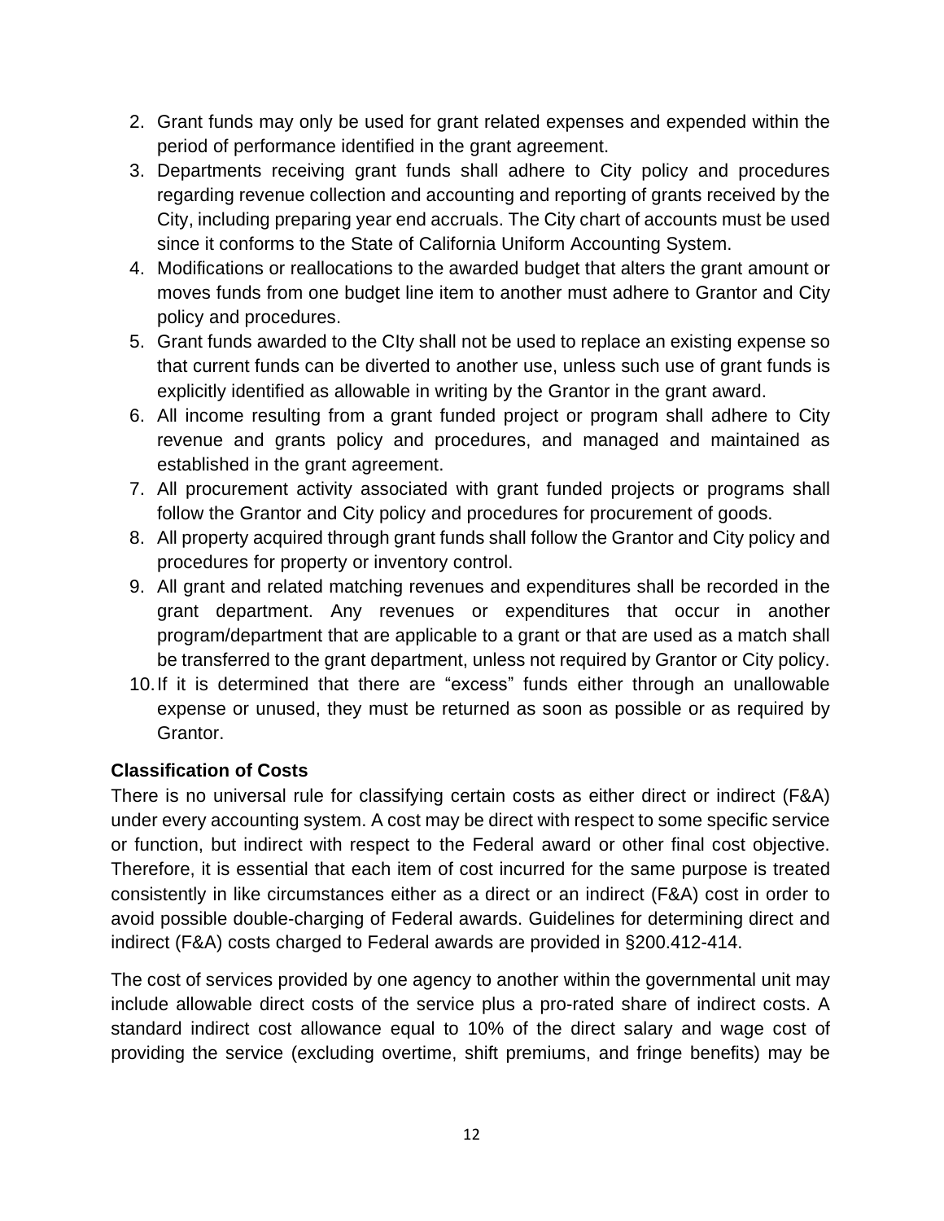2. Grant funds may only be used for grant related expenses and expended within the period of performance identified in the grant agreement.
3. Departments receiving grant funds shall adhere to City policy and procedures regarding revenue collection and accounting and reporting of grants received by the City, including preparing year end accruals. The City chart of accounts must be used since it conforms to the State of California Uniform Accounting System.
4. Modifications or reallocations to the awarded budget that alters the grant amount or moves funds from one budget line item to another must adhere to Grantor and City policy and procedures.
5. Grant funds awarded to the CIty shall not be used to replace an existing expense so that current funds can be diverted to another use, unless such use of grant funds is explicitly identified as allowable in writing by the Grantor in the grant award.
6. All income resulting from a grant funded project or program shall adhere to City revenue and grants policy and procedures, and managed and maintained as established in the grant agreement.
7. All procurement activity associated with grant funded projects or programs shall follow the Grantor and City policy and procedures for procurement of goods.
8. All property acquired through grant funds shall follow the Grantor and City policy and procedures for property or inventory control.
9. All grant and related matching revenues and expenditures shall be recorded in the grant department. Any revenues or expenditures that occur in another program/department that are applicable to a grant or that are used as a match shall be transferred to the grant department, unless not required by Grantor or City policy.
10. If it is determined that there are "excess" funds either through an unallowable expense or unused, they must be returned as soon as possible or as required by Grantor.

**Classification of Costs**

There is no universal rule for classifying certain costs as either direct or indirect (F&A) under every accounting system. A cost may be direct with respect to some specific service or function, but indirect with respect to the Federal award or other final cost objective. Therefore, it is essential that each item of cost incurred for the same purpose is treated consistently in like circumstances either as a direct or an indirect (F&A) cost in order to avoid possible double-charging of Federal awards. Guidelines for determining direct and indirect (F&A) costs charged to Federal awards are provided in §200.412-414.

The cost of services provided by one agency to another within the governmental unit may include allowable direct costs of the service plus a pro-rated share of indirect costs. A standard indirect cost allowance equal to 10% of the direct salary and wage cost of providing the service (excluding overtime, shift premiums, and fringe benefits) may be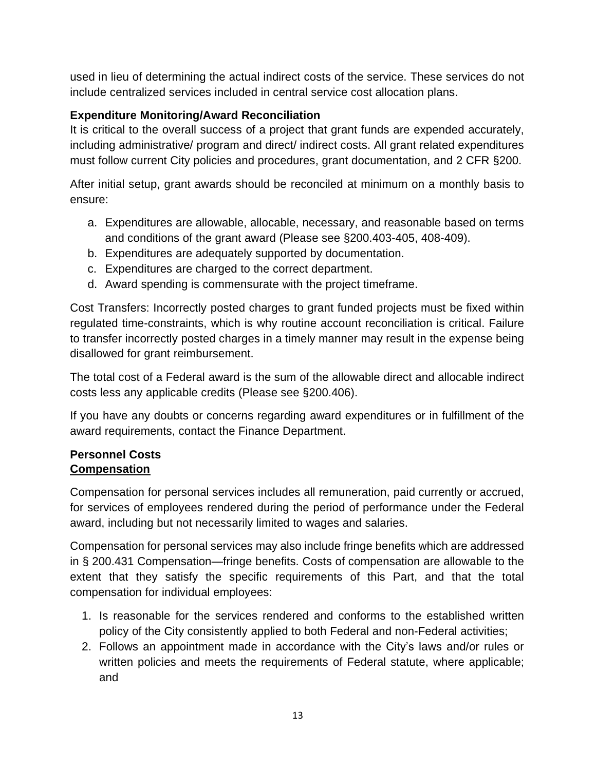used in lieu of determining the actual indirect costs of the service. These services do not include centralized services included in central service cost allocation plans.

**Expenditure Monitoring/Award Reconciliation**

It is critical to the overall success of a project that grant funds are expended accurately, including administrative/ program and direct/ indirect costs. All grant related expenditures must follow current City policies and procedures, grant documentation, and 2 CFR §200.

After initial setup, grant awards should be reconciled at minimum on a monthly basis to ensure:

a. Expenditures are allowable, allocable, necessary, and reasonable based on terms and conditions of the grant award (Please see §200.403-405, 408-409).
b. Expenditures are adequately supported by documentation.
c. Expenditures are charged to the correct department.
d. Award spending is commensurate with the project timeframe.

Cost Transfers: Incorrectly posted charges to grant funded projects must be fixed within regulated time-constraints, which is why routine account reconciliation is critical. Failure to transfer incorrectly posted charges in a timely manner may result in the expense being disallowed for grant reimbursement.

The total cost of a Federal award is the sum of the allowable direct and allocable indirect costs less any applicable credits (Please see §200.406).

If you have any doubts or concerns regarding award expenditures or in fulfillment of the award requirements, contact the Finance Department.

**Personnel Costs**

**<u>Compensation</u>**

Compensation for personal services includes all remuneration, paid currently or accrued, for services of employees rendered during the period of performance under the Federal award, including but not necessarily limited to wages and salaries.

Compensation for personal services may also include fringe benefits which are addressed in § 200.431 Compensation—fringe benefits. Costs of compensation are allowable to the extent that they satisfy the specific requirements of this Part, and that the total compensation for individual employees:

1. Is reasonable for the services rendered and conforms to the established written policy of the City consistently applied to both Federal and non-Federal activities;
2. Follows an appointment made in accordance with the City's laws and/or rules or written policies and meets the requirements of Federal statute, where applicable; and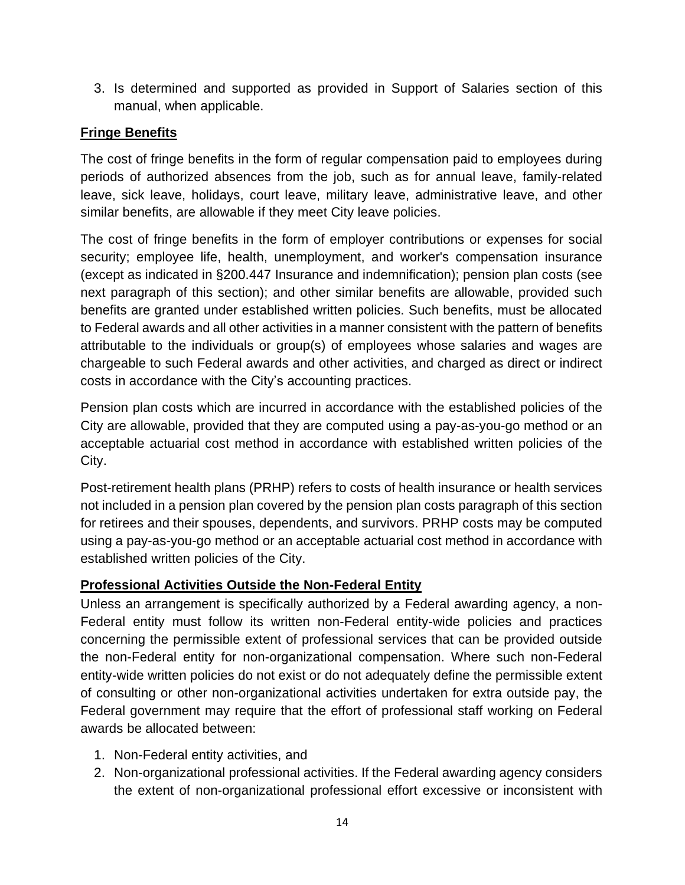3. Is determined and supported as provided in Support of Salaries section of this manual, when applicable.

**Fringe Benefits**

The cost of fringe benefits in the form of regular compensation paid to employees during periods of authorized absences from the job, such as for annual leave, family-related leave, sick leave, holidays, court leave, military leave, administrative leave, and other similar benefits, are allowable if they meet City leave policies.

The cost of fringe benefits in the form of employer contributions or expenses for social security; employee life, health, unemployment, and worker's compensation insurance (except as indicated in §200.447 Insurance and indemnification); pension plan costs (see next paragraph of this section); and other similar benefits are allowable, provided such benefits are granted under established written policies. Such benefits, must be allocated to Federal awards and all other activities in a manner consistent with the pattern of benefits attributable to the individuals or group(s) of employees whose salaries and wages are chargeable to such Federal awards and other activities, and charged as direct or indirect costs in accordance with the City's accounting practices.

Pension plan costs which are incurred in accordance with the established policies of the City are allowable, provided that they are computed using a pay-as-you-go method or an acceptable actuarial cost method in accordance with established written policies of the City.

Post-retirement health plans (PRHP) refers to costs of health insurance or health services not included in a pension plan covered by the pension plan costs paragraph of this section for retirees and their spouses, dependents, and survivors. PRHP costs may be computed using a pay-as-you-go method or an acceptable actuarial cost method in accordance with established written policies of the City.

**Professional Activities Outside the Non-Federal Entity**

Unless an arrangement is specifically authorized by a Federal awarding agency, a non-Federal entity must follow its written non-Federal entity-wide policies and practices concerning the permissible extent of professional services that can be provided outside the non-Federal entity for non-organizational compensation. Where such non-Federal entity-wide written policies do not exist or do not adequately define the permissible extent of consulting or other non-organizational activities undertaken for extra outside pay, the Federal government may require that the effort of professional staff working on Federal awards be allocated between:

1. Non-Federal entity activities, and
2. Non-organizational professional activities. If the Federal awarding agency considers the extent of non-organizational professional effort excessive or inconsistent with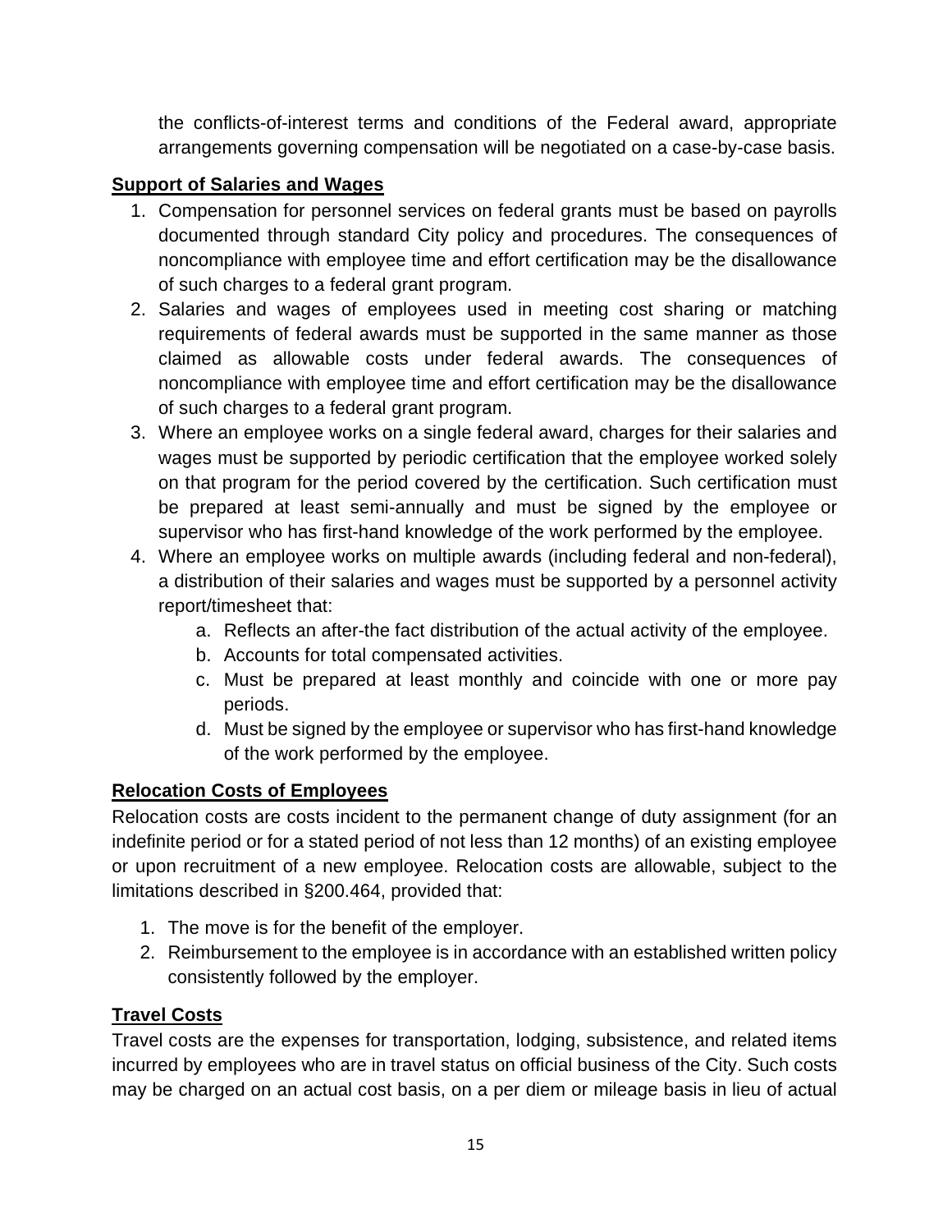the conflicts-of-interest terms and conditions of the Federal award, appropriate arrangements governing compensation will be negotiated on a case-by-case basis.

**Support of Salaries and Wages**

1. Compensation for personnel services on federal grants must be based on payrolls documented through standard City policy and procedures. The consequences of noncompliance with employee time and effort certification may be the disallowance of such charges to a federal grant program.
2. Salaries and wages of employees used in meeting cost sharing or matching requirements of federal awards must be supported in the same manner as those claimed as allowable costs under federal awards. The consequences of noncompliance with employee time and effort certification may be the disallowance of such charges to a federal grant program.
3. Where an employee works on a single federal award, charges for their salaries and wages must be supported by periodic certification that the employee worked solely on that program for the period covered by the certification. Such certification must be prepared at least semi-annually and must be signed by the employee or supervisor who has first-hand knowledge of the work performed by the employee.
4. Where an employee works on multiple awards (including federal and non-federal), a distribution of their salaries and wages must be supported by a personnel activity report/timesheet that:
   a. Reflects an after-the fact distribution of the actual activity of the employee.
   b. Accounts for total compensated activities.
   c. Must be prepared at least monthly and coincide with one or more pay periods.
   d. Must be signed by the employee or supervisor who has first-hand knowledge of the work performed by the employee.

**Relocation Costs of Employees**

Relocation costs are costs incident to the permanent change of duty assignment (for an indefinite period or for a stated period of not less than 12 months) of an existing employee or upon recruitment of a new employee. Relocation costs are allowable, subject to the limitations described in §200.464, provided that:

1. The move is for the benefit of the employer.
2. Reimbursement to the employee is in accordance with an established written policy consistently followed by the employer.

**Travel Costs**

Travel costs are the expenses for transportation, lodging, subsistence, and related items incurred by employees who are in travel status on official business of the City. Such costs may be charged on an actual cost basis, on a per diem or mileage basis in lieu of actual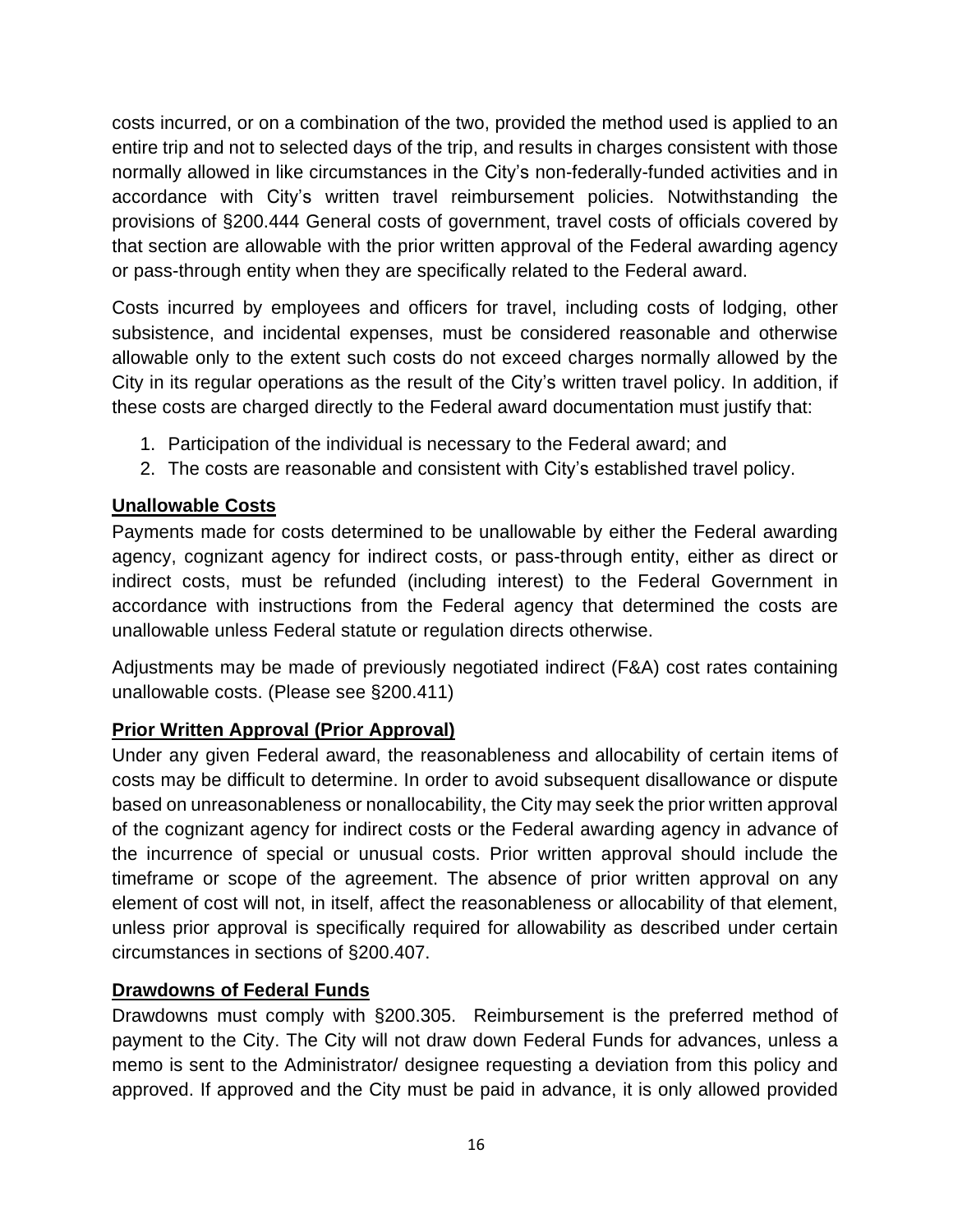costs incurred, or on a combination of the two, provided the method used is applied to an entire trip and not to selected days of the trip, and results in charges consistent with those normally allowed in like circumstances in the City's non-federally-funded activities and in accordance with City's written travel reimbursement policies. Notwithstanding the provisions of §200.444 General costs of government, travel costs of officials covered by that section are allowable with the prior written approval of the Federal awarding agency or pass-through entity when they are specifically related to the Federal award.

Costs incurred by employees and officers for travel, including costs of lodging, other subsistence, and incidental expenses, must be considered reasonable and otherwise allowable only to the extent such costs do not exceed charges normally allowed by the City in its regular operations as the result of the City's written travel policy. In addition, if these costs are charged directly to the Federal award documentation must justify that:

1. Participation of the individual is necessary to the Federal award; and
2. The costs are reasonable and consistent with City's established travel policy.

**Unallowable Costs**

Payments made for costs determined to be unallowable by either the Federal awarding agency, cognizant agency for indirect costs, or pass-through entity, either as direct or indirect costs, must be refunded (including interest) to the Federal Government in accordance with instructions from the Federal agency that determined the costs are unallowable unless Federal statute or regulation directs otherwise.

Adjustments may be made of previously negotiated indirect (F&A) cost rates containing unallowable costs. (Please see §200.411)

**Prior Written Approval (Prior Approval)**

Under any given Federal award, the reasonableness and allocability of certain items of costs may be difficult to determine. In order to avoid subsequent disallowance or dispute based on unreasonableness or nonallocability, the City may seek the prior written approval of the cognizant agency for indirect costs or the Federal awarding agency in advance of the incurrence of special or unusual costs. Prior written approval should include the timeframe or scope of the agreement. The absence of prior written approval on any element of cost will not, in itself, affect the reasonableness or allocability of that element, unless prior approval is specifically required for allowability as described under certain circumstances in sections of §200.407.

**Drawdowns of Federal Funds**

Drawdowns must comply with §200.305. Reimbursement is the preferred method of payment to the City. The City will not draw down Federal Funds for advances, unless a memo is sent to the Administrator/ designee requesting a deviation from this policy and approved. If approved and the City must be paid in advance, it is only allowed provided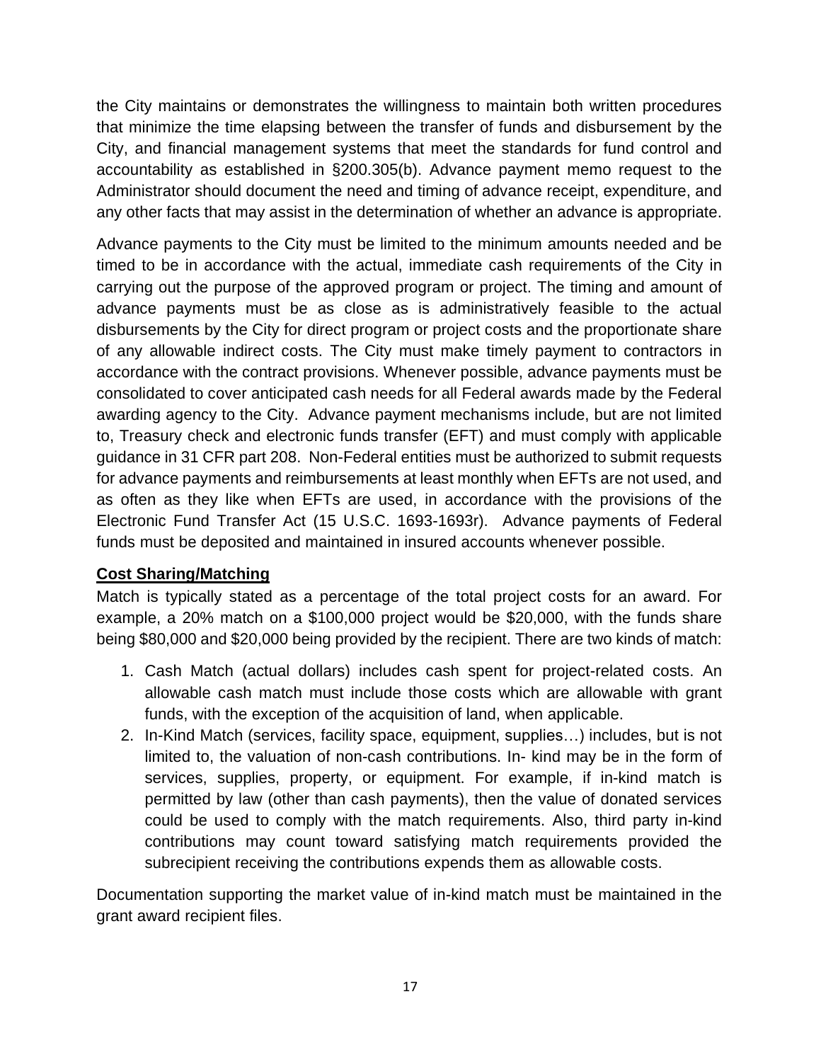the City maintains or demonstrates the willingness to maintain both written procedures that minimize the time elapsing between the transfer of funds and disbursement by the City, and financial management systems that meet the standards for fund control and accountability as established in §200.305(b). Advance payment memo request to the Administrator should document the need and timing of advance receipt, expenditure, and any other facts that may assist in the determination of whether an advance is appropriate.

Advance payments to the City must be limited to the minimum amounts needed and be timed to be in accordance with the actual, immediate cash requirements of the City in carrying out the purpose of the approved program or project. The timing and amount of advance payments must be as close as is administratively feasible to the actual disbursements by the City for direct program or project costs and the proportionate share of any allowable indirect costs. The City must make timely payment to contractors in accordance with the contract provisions. Whenever possible, advance payments must be consolidated to cover anticipated cash needs for all Federal awards made by the Federal awarding agency to the City. Advance payment mechanisms include, but are not limited to, Treasury check and electronic funds transfer (EFT) and must comply with applicable guidance in 31 CFR part 208. Non-Federal entities must be authorized to submit requests for advance payments and reimbursements at least monthly when EFTs are not used, and as often as they like when EFTs are used, in accordance with the provisions of the Electronic Fund Transfer Act (15 U.S.C. 1693-1693r). Advance payments of Federal funds must be deposited and maintained in insured accounts whenever possible.

**Cost Sharing/Matching**

Match is typically stated as a percentage of the total project costs for an award. For example, a 20% match on a $100,000 project would be $20,000, with the funds share being $80,000 and $20,000 being provided by the recipient. There are two kinds of match:

1. Cash Match (actual dollars) includes cash spent for project-related costs. An allowable cash match must include those costs which are allowable with grant funds, with the exception of the acquisition of land, when applicable.
2. In-Kind Match (services, facility space, equipment, supplies…) includes, but is not limited to, the valuation of non-cash contributions. In- kind may be in the form of services, supplies, property, or equipment. For example, if in-kind match is permitted by law (other than cash payments), then the value of donated services could be used to comply with the match requirements. Also, third party in-kind contributions may count toward satisfying match requirements provided the subrecipient receiving the contributions expends them as allowable costs.

Documentation supporting the market value of in-kind match must be maintained in the grant award recipient files.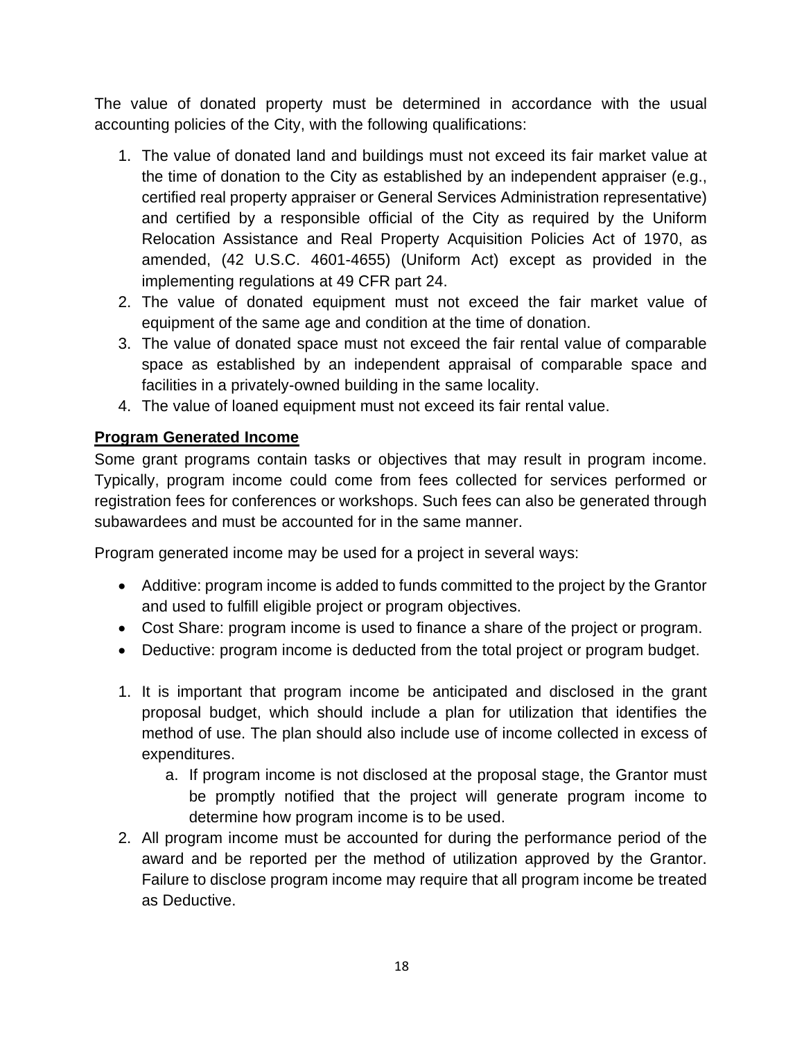The value of donated property must be determined in accordance with the usual accounting policies of the City, with the following qualifications:

1. The value of donated land and buildings must not exceed its fair market value at the time of donation to the City as established by an independent appraiser (e.g., certified real property appraiser or General Services Administration representative) and certified by a responsible official of the City as required by the Uniform Relocation Assistance and Real Property Acquisition Policies Act of 1970, as amended, (42 U.S.C. 4601-4655) (Uniform Act) except as provided in the implementing regulations at 49 CFR part 24.
2. The value of donated equipment must not exceed the fair market value of equipment of the same age and condition at the time of donation.
3. The value of donated space must not exceed the fair rental value of comparable space as established by an independent appraisal of comparable space and facilities in a privately-owned building in the same locality.
4. The value of loaned equipment must not exceed its fair rental value.

**Program Generated Income**

Some grant programs contain tasks or objectives that may result in program income. Typically, program income could come from fees collected for services performed or registration fees for conferences or workshops. Such fees can also be generated through subawardees and must be accounted for in the same manner.

Program generated income may be used for a project in several ways:

- Additive: program income is added to funds committed to the project by the Grantor and used to fulfill eligible project or program objectives.
- Cost Share: program income is used to finance a share of the project or program.
- Deductive: program income is deducted from the total project or program budget.

1. It is important that program income be anticipated and disclosed in the grant proposal budget, which should include a plan for utilization that identifies the method of use. The plan should also include use of income collected in excess of expenditures.
    a. If program income is not disclosed at the proposal stage, the Grantor must be promptly notified that the project will generate program income to determine how program income is to be used.
2. All program income must be accounted for during the performance period of the award and be reported per the method of utilization approved by the Grantor. Failure to disclose program income may require that all program income be treated as Deductive.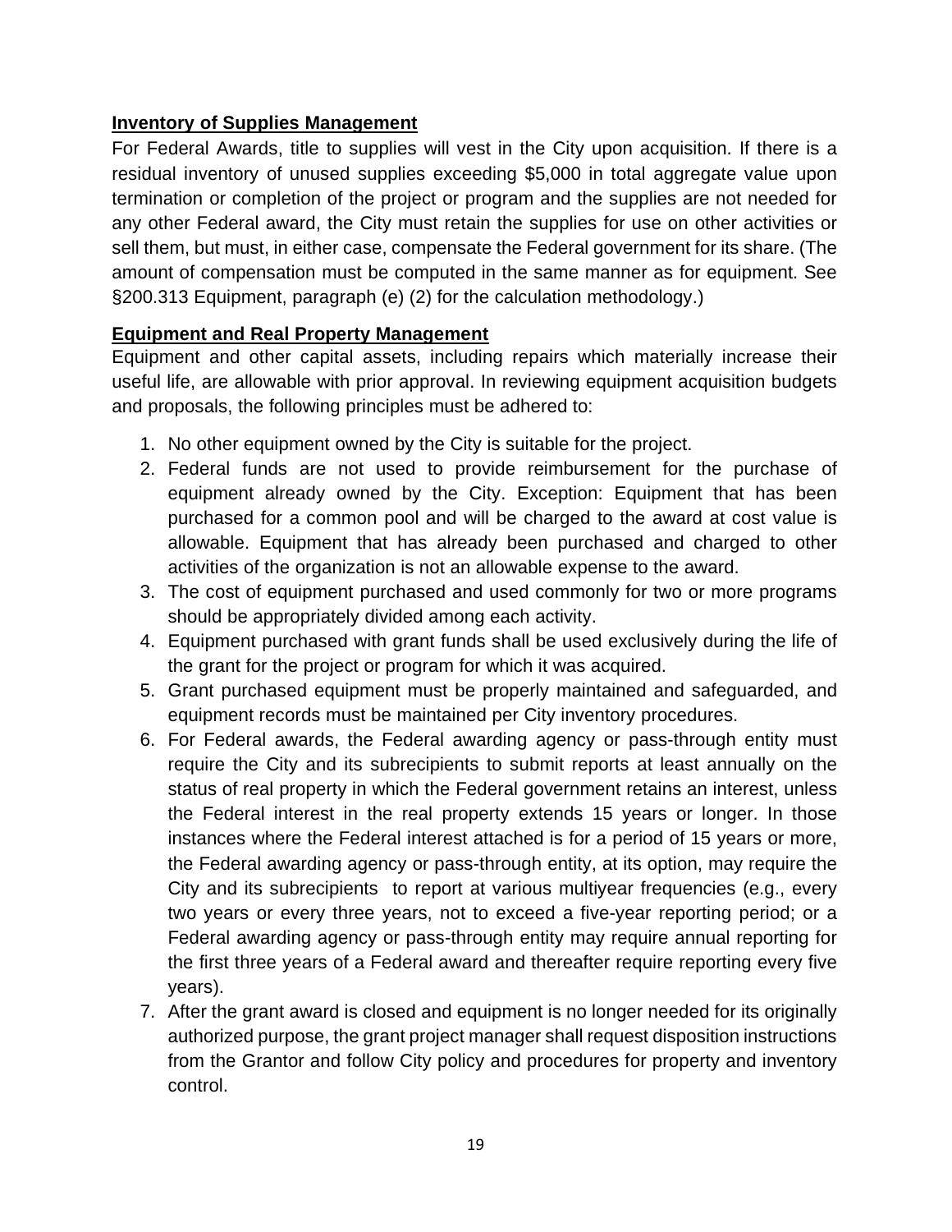**Inventory of Supplies Management**

For Federal Awards, title to supplies will vest in the City upon acquisition. If there is a residual inventory of unused supplies exceeding $5,000 in total aggregate value upon termination or completion of the project or program and the supplies are not needed for any other Federal award, the City must retain the supplies for use on other activities or sell them, but must, in either case, compensate the Federal government for its share. (The amount of compensation must be computed in the same manner as for equipment. See §200.313 Equipment, paragraph (e) (2) for the calculation methodology.)

**Equipment and Real Property Management**

Equipment and other capital assets, including repairs which materially increase their useful life, are allowable with prior approval. In reviewing equipment acquisition budgets and proposals, the following principles must be adhered to:

1. No other equipment owned by the City is suitable for the project.
2. Federal funds are not used to provide reimbursement for the purchase of equipment already owned by the City. Exception: Equipment that has been purchased for a common pool and will be charged to the award at cost value is allowable. Equipment that has already been purchased and charged to other activities of the organization is not an allowable expense to the award.
3. The cost of equipment purchased and used commonly for two or more programs should be appropriately divided among each activity.
4. Equipment purchased with grant funds shall be used exclusively during the life of the grant for the project or program for which it was acquired.
5. Grant purchased equipment must be properly maintained and safeguarded, and equipment records must be maintained per City inventory procedures.
6. For Federal awards, the Federal awarding agency or pass-through entity must require the City and its subrecipients to submit reports at least annually on the status of real property in which the Federal government retains an interest, unless the Federal interest in the real property extends 15 years or longer. In those instances where the Federal interest attached is for a period of 15 years or more, the Federal awarding agency or pass-through entity, at its option, may require the City and its subrecipients to report at various multiyear frequencies (e.g., every two years or every three years, not to exceed a five-year reporting period; or a Federal awarding agency or pass-through entity may require annual reporting for the first three years of a Federal award and thereafter require reporting every five years).
7. After the grant award is closed and equipment is no longer needed for its originally authorized purpose, the grant project manager shall request disposition instructions from the Grantor and follow City policy and procedures for property and inventory control.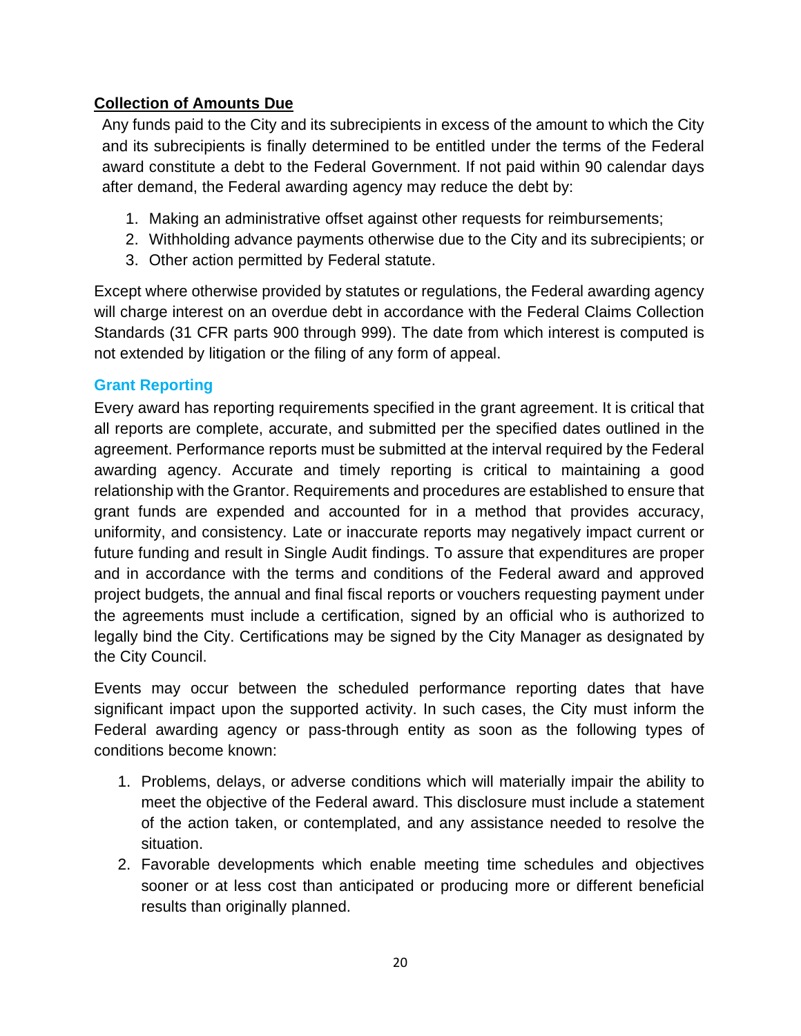**Collection of Amounts Due**

Any funds paid to the City and its subrecipients in excess of the amount to which the City and its subrecipients is finally determined to be entitled under the terms of the Federal award constitute a debt to the Federal Government. If not paid within 90 calendar days after demand, the Federal awarding agency may reduce the debt by:

1. Making an administrative offset against other requests for reimbursements;
2. Withholding advance payments otherwise due to the City and its subrecipients; or
3. Other action permitted by Federal statute.

Except where otherwise provided by statutes or regulations, the Federal awarding agency will charge interest on an overdue debt in accordance with the Federal Claims Collection Standards (31 CFR parts 900 through 999). The date from which interest is computed is not extended by litigation or the filing of any form of appeal.

### Grant Reporting

Every award has reporting requirements specified in the grant agreement. It is critical that all reports are complete, accurate, and submitted per the specified dates outlined in the agreement. Performance reports must be submitted at the interval required by the Federal awarding agency. Accurate and timely reporting is critical to maintaining a good relationship with the Grantor. Requirements and procedures are established to ensure that grant funds are expended and accounted for in a method that provides accuracy, uniformity, and consistency. Late or inaccurate reports may negatively impact current or future funding and result in Single Audit findings. To assure that expenditures are proper and in accordance with the terms and conditions of the Federal award and approved project budgets, the annual and final fiscal reports or vouchers requesting payment under the agreements must include a certification, signed by an official who is authorized to legally bind the City. Certifications may be signed by the City Manager as designated by the City Council.

Events may occur between the scheduled performance reporting dates that have significant impact upon the supported activity. In such cases, the City must inform the Federal awarding agency or pass-through entity as soon as the following types of conditions become known:

1. Problems, delays, or adverse conditions which will materially impair the ability to meet the objective of the Federal award. This disclosure must include a statement of the action taken, or contemplated, and any assistance needed to resolve the situation.
2. Favorable developments which enable meeting time schedules and objectives sooner or at less cost than anticipated or producing more or different beneficial results than originally planned.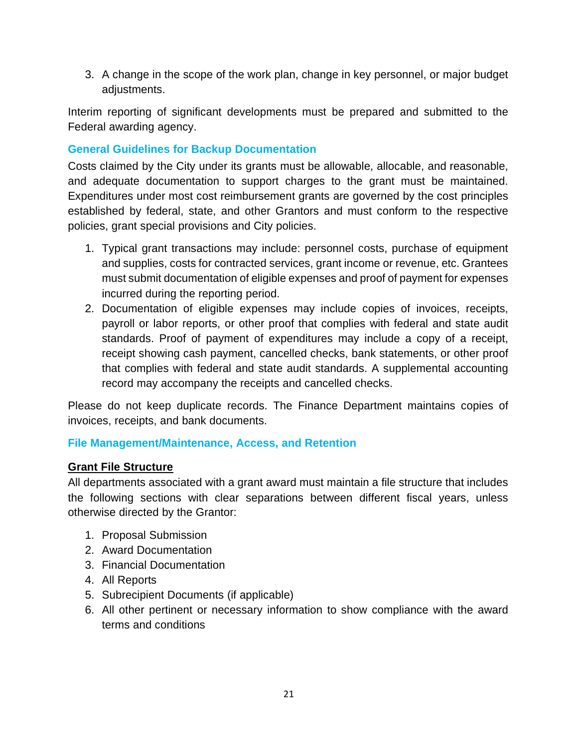3. A change in the scope of the work plan, change in key personnel, or major budget adjustments.

Interim reporting of significant developments must be prepared and submitted to the Federal awarding agency.

### General Guidelines for Backup Documentation

Costs claimed by the City under its grants must be allowable, allocable, and reasonable, and adequate documentation to support charges to the grant must be maintained. Expenditures under most cost reimbursement grants are governed by the cost principles established by federal, state, and other Grantors and must conform to the respective policies, grant special provisions and City policies.

1. Typical grant transactions may include: personnel costs, purchase of equipment and supplies, costs for contracted services, grant income or revenue, etc. Grantees must submit documentation of eligible expenses and proof of payment for expenses incurred during the reporting period.
2. Documentation of eligible expenses may include copies of invoices, receipts, payroll or labor reports, or other proof that complies with federal and state audit standards. Proof of payment of expenditures may include a copy of a receipt, receipt showing cash payment, cancelled checks, bank statements, or other proof that complies with federal and state audit standards. A supplemental accounting record may accompany the receipts and cancelled checks.

Please do not keep duplicate records. The Finance Department maintains copies of invoices, receipts, and bank documents.

### File Management/Maintenance, Access, and Retention

#### Grant File Structure

All departments associated with a grant award must maintain a file structure that includes the following sections with clear separations between different fiscal years, unless otherwise directed by the Grantor:

1. Proposal Submission
2. Award Documentation
3. Financial Documentation
4. All Reports
5. Subrecipient Documents (if applicable)
6. All other pertinent or necessary information to show compliance with the award terms and conditions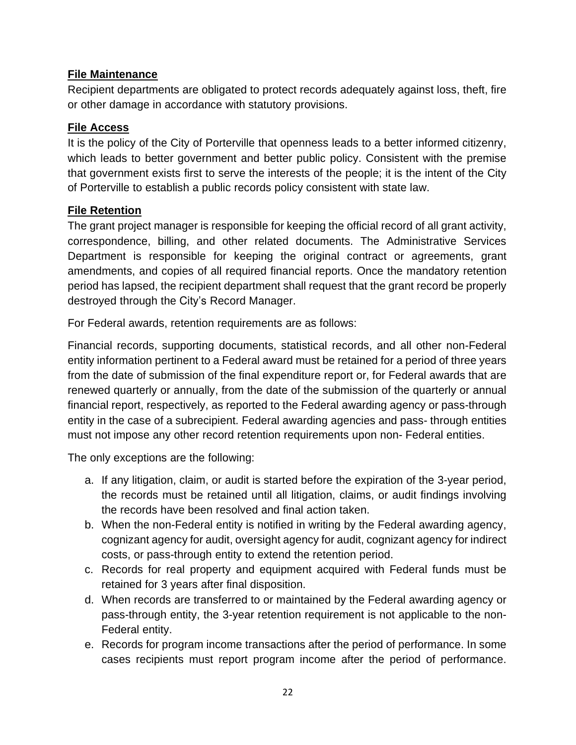**File Maintenance**

Recipient departments are obligated to protect records adequately against loss, theft, fire or other damage in accordance with statutory provisions.

**File Access**

It is the policy of the City of Porterville that openness leads to a better informed citizenry, which leads to better government and better public policy. Consistent with the premise that government exists first to serve the interests of the people; it is the intent of the City of Porterville to establish a public records policy consistent with state law.

**File Retention**

The grant project manager is responsible for keeping the official record of all grant activity, correspondence, billing, and other related documents. The Administrative Services Department is responsible for keeping the original contract or agreements, grant amendments, and copies of all required financial reports. Once the mandatory retention period has lapsed, the recipient department shall request that the grant record be properly destroyed through the City's Record Manager.

For Federal awards, retention requirements are as follows:

Financial records, supporting documents, statistical records, and all other non-Federal entity information pertinent to a Federal award must be retained for a period of three years from the date of submission of the final expenditure report or, for Federal awards that are renewed quarterly or annually, from the date of the submission of the quarterly or annual financial report, respectively, as reported to the Federal awarding agency or pass-through entity in the case of a subrecipient. Federal awarding agencies and pass- through entities must not impose any other record retention requirements upon non- Federal entities.

The only exceptions are the following:

a. If any litigation, claim, or audit is started before the expiration of the 3-year period, the records must be retained until all litigation, claims, or audit findings involving the records have been resolved and final action taken.
b. When the non-Federal entity is notified in writing by the Federal awarding agency, cognizant agency for audit, oversight agency for audit, cognizant agency for indirect costs, or pass-through entity to extend the retention period.
c. Records for real property and equipment acquired with Federal funds must be retained for 3 years after final disposition.
d. When records are transferred to or maintained by the Federal awarding agency or pass-through entity, the 3-year retention requirement is not applicable to the non-Federal entity.
e. Records for program income transactions after the period of performance. In some cases recipients must report program income after the period of performance.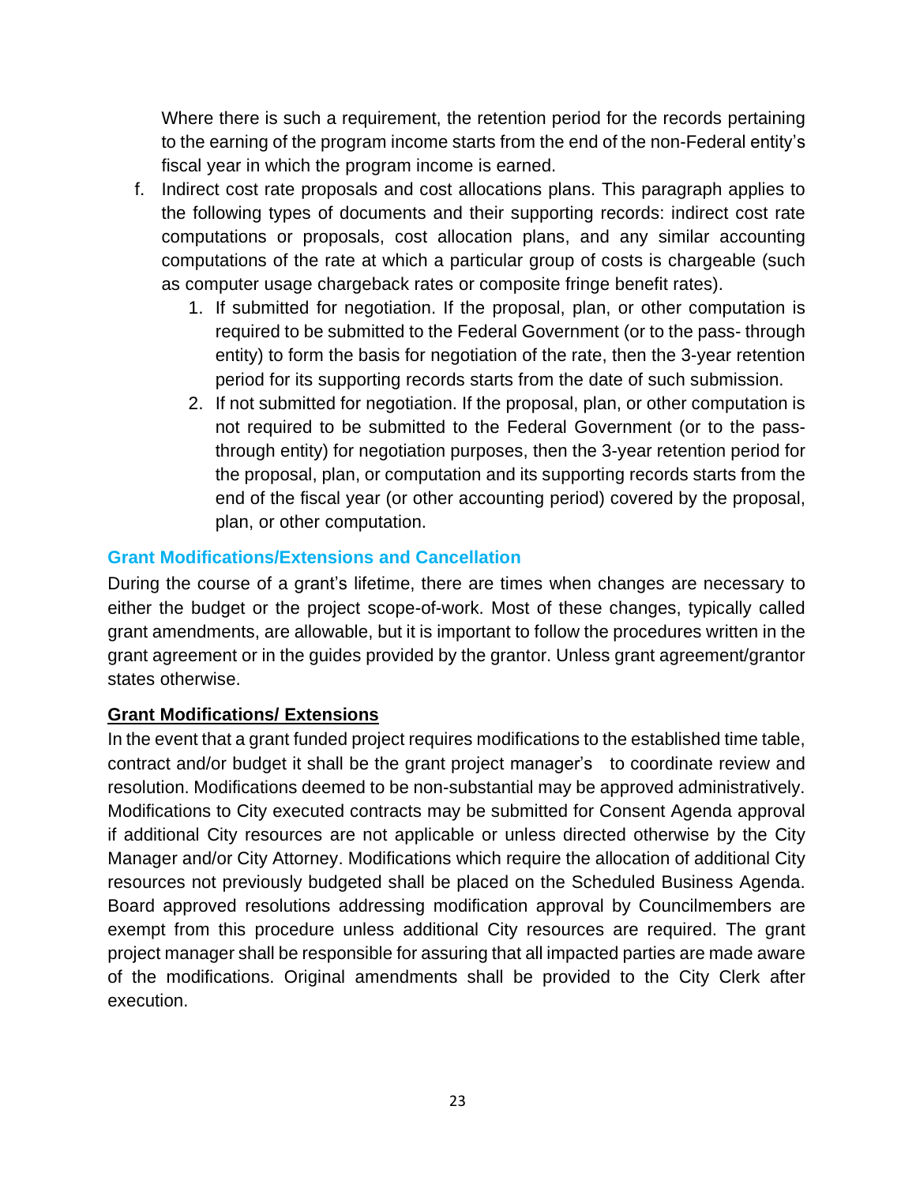Where there is such a requirement, the retention period for the records pertaining to the earning of the program income starts from the end of the non-Federal entity's fiscal year in which the program income is earned.

f. Indirect cost rate proposals and cost allocations plans. This paragraph applies to the following types of documents and their supporting records: indirect cost rate computations or proposals, cost allocation plans, and any similar accounting computations of the rate at which a particular group of costs is chargeable (such as computer usage chargeback rates or composite fringe benefit rates).
   1. If submitted for negotiation. If the proposal, plan, or other computation is required to be submitted to the Federal Government (or to the pass- through entity) to form the basis for negotiation of the rate, then the 3-year retention period for its supporting records starts from the date of such submission.
   2. If not submitted for negotiation. If the proposal, plan, or other computation is not required to be submitted to the Federal Government (or to the pass-through entity) for negotiation purposes, then the 3-year retention period for the proposal, plan, or computation and its supporting records starts from the end of the fiscal year (or other accounting period) covered by the proposal, plan, or other computation.

## Grant Modifications/Extensions and Cancellation

During the course of a grant's lifetime, there are times when changes are necessary to either the budget or the project scope-of-work. Most of these changes, typically called grant amendments, are allowable, but it is important to follow the procedures written in the grant agreement or in the guides provided by the grantor. Unless grant agreement/grantor states otherwise.

### Grant Modifications/ Extensions

In the event that a grant funded project requires modifications to the established time table, contract and/or budget it shall be the grant project manager's to coordinate review and resolution. Modifications deemed to be non-substantial may be approved administratively. Modifications to City executed contracts may be submitted for Consent Agenda approval if additional City resources are not applicable or unless directed otherwise by the City Manager and/or City Attorney. Modifications which require the allocation of additional City resources not previously budgeted shall be placed on the Scheduled Business Agenda. Board approved resolutions addressing modification approval by Councilmembers are exempt from this procedure unless additional City resources are required. The grant project manager shall be responsible for assuring that all impacted parties are made aware of the modifications. Original amendments shall be provided to the City Clerk after execution.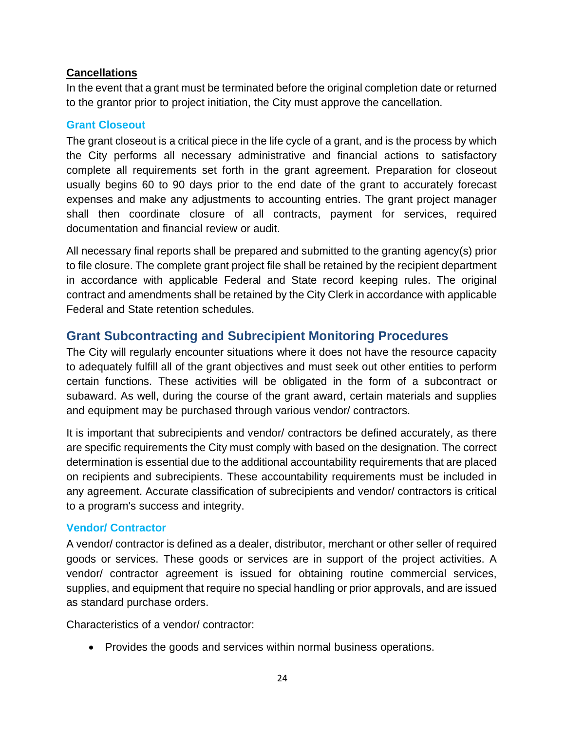**Cancellations**

In the event that a grant must be terminated before the original completion date or returned to the grantor prior to project initiation, the City must approve the cancellation.

### Grant Closeout

The grant closeout is a critical piece in the life cycle of a grant, and is the process by which the City performs all necessary administrative and financial actions to satisfactory complete all requirements set forth in the grant agreement. Preparation for closeout usually begins 60 to 90 days prior to the end date of the grant to accurately forecast expenses and make any adjustments to accounting entries. The grant project manager shall then coordinate closure of all contracts, payment for services, required documentation and financial review or audit.

All necessary final reports shall be prepared and submitted to the granting agency(s) prior to file closure. The complete grant project file shall be retained by the recipient department in accordance with applicable Federal and State record keeping rules. The original contract and amendments shall be retained by the City Clerk in accordance with applicable Federal and State retention schedules.

## Grant Subcontracting and Subrecipient Monitoring Procedures

The City will regularly encounter situations where it does not have the resource capacity to adequately fulfill all of the grant objectives and must seek out other entities to perform certain functions. These activities will be obligated in the form of a subcontract or subaward. As well, during the course of the grant award, certain materials and supplies and equipment may be purchased through various vendor/ contractors.

It is important that subrecipients and vendor/ contractors be defined accurately, as there are specific requirements the City must comply with based on the designation. The correct determination is essential due to the additional accountability requirements that are placed on recipients and subrecipients. These accountability requirements must be included in any agreement. Accurate classification of subrecipients and vendor/ contractors is critical to a program's success and integrity.

### Vendor/ Contractor

A vendor/ contractor is defined as a dealer, distributor, merchant or other seller of required goods or services. These goods or services are in support of the project activities. A vendor/ contractor agreement is issued for obtaining routine commercial services, supplies, and equipment that require no special handling or prior approvals, and are issued as standard purchase orders.

Characteristics of a vendor/ contractor:

- Provides the goods and services within normal business operations.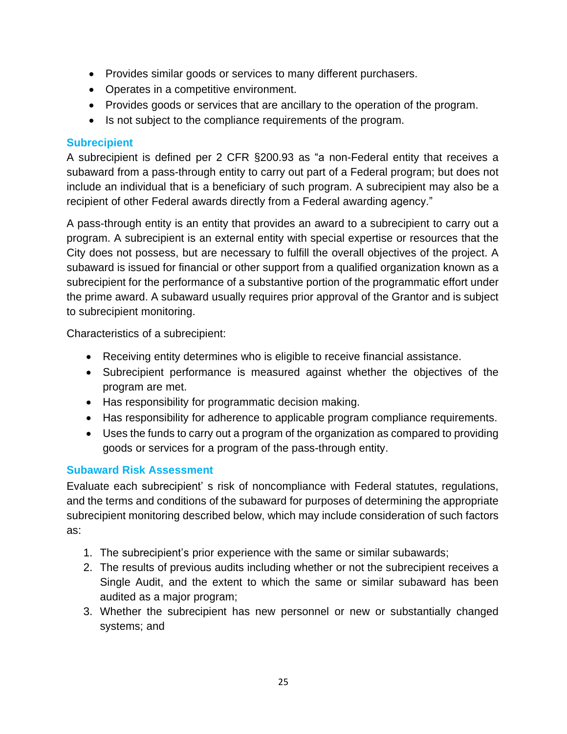- Provides similar goods or services to many different purchasers.
- Operates in a competitive environment.
- Provides goods or services that are ancillary to the operation of the program.
- Is not subject to the compliance requirements of the program.

### Subrecipient

A subrecipient is defined per 2 CFR §200.93 as "a non-Federal entity that receives a subaward from a pass-through entity to carry out part of a Federal program; but does not include an individual that is a beneficiary of such program. A subrecipient may also be a recipient of other Federal awards directly from a Federal awarding agency."

A pass-through entity is an entity that provides an award to a subrecipient to carry out a program. A subrecipient is an external entity with special expertise or resources that the City does not possess, but are necessary to fulfill the overall objectives of the project. A subaward is issued for financial or other support from a qualified organization known as a subrecipient for the performance of a substantive portion of the programmatic effort under the prime award. A subaward usually requires prior approval of the Grantor and is subject to subrecipient monitoring.

Characteristics of a subrecipient:

- Receiving entity determines who is eligible to receive financial assistance.
- Subrecipient performance is measured against whether the objectives of the program are met.
- Has responsibility for programmatic decision making.
- Has responsibility for adherence to applicable program compliance requirements.
- Uses the funds to carry out a program of the organization as compared to providing goods or services for a program of the pass-through entity.

### Subaward Risk Assessment

Evaluate each subrecipient' s risk of noncompliance with Federal statutes, regulations, and the terms and conditions of the subaward for purposes of determining the appropriate subrecipient monitoring described below, which may include consideration of such factors as:

1. The subrecipient's prior experience with the same or similar subawards;
2. The results of previous audits including whether or not the subrecipient receives a Single Audit, and the extent to which the same or similar subaward has been audited as a major program;
3. Whether the subrecipient has new personnel or new or substantially changed systems; and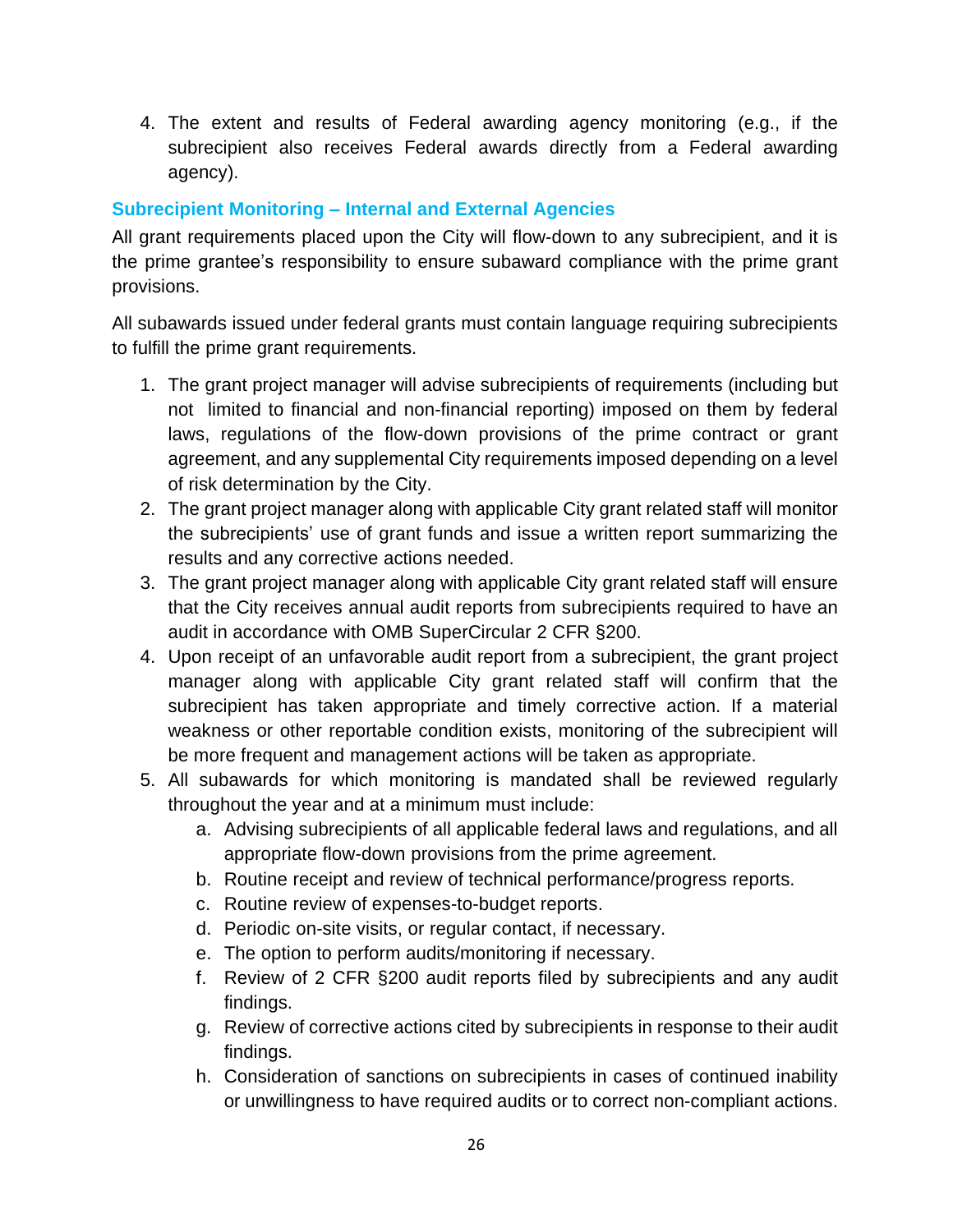4. The extent and results of Federal awarding agency monitoring (e.g., if the subrecipient also receives Federal awards directly from a Federal awarding agency).

### Subrecipient Monitoring – Internal and External Agencies

All grant requirements placed upon the City will flow-down to any subrecipient, and it is the prime grantee's responsibility to ensure subaward compliance with the prime grant provisions.

All subawards issued under federal grants must contain language requiring subrecipients to fulfill the prime grant requirements.

1. The grant project manager will advise subrecipients of requirements (including but not limited to financial and non-financial reporting) imposed on them by federal laws, regulations of the flow-down provisions of the prime contract or grant agreement, and any supplemental City requirements imposed depending on a level of risk determination by the City.
2. The grant project manager along with applicable City grant related staff will monitor the subrecipients' use of grant funds and issue a written report summarizing the results and any corrective actions needed.
3. The grant project manager along with applicable City grant related staff will ensure that the City receives annual audit reports from subrecipients required to have an audit in accordance with OMB SuperCircular 2 CFR §200.
4. Upon receipt of an unfavorable audit report from a subrecipient, the grant project manager along with applicable City grant related staff will confirm that the subrecipient has taken appropriate and timely corrective action. If a material weakness or other reportable condition exists, monitoring of the subrecipient will be more frequent and management actions will be taken as appropriate.
5. All subawards for which monitoring is mandated shall be reviewed regularly throughout the year and at a minimum must include:
   a. Advising subrecipients of all applicable federal laws and regulations, and all appropriate flow-down provisions from the prime agreement.
   b. Routine receipt and review of technical performance/progress reports.
   c. Routine review of expenses-to-budget reports.
   d. Periodic on-site visits, or regular contact, if necessary.
   e. The option to perform audits/monitoring if necessary.
   f. Review of 2 CFR §200 audit reports filed by subrecipients and any audit findings.
   g. Review of corrective actions cited by subrecipients in response to their audit findings.
   h. Consideration of sanctions on subrecipients in cases of continued inability or unwillingness to have required audits or to correct non-compliant actions.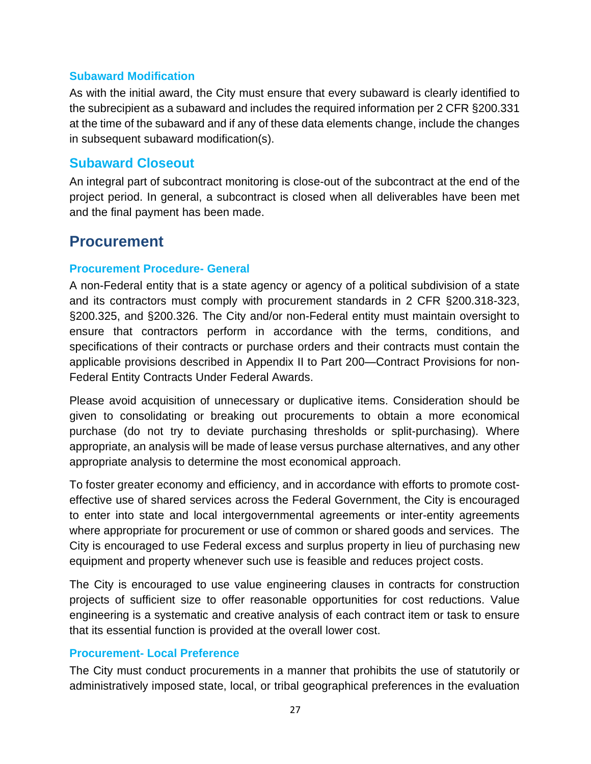### Subaward Modification

As with the initial award, the City must ensure that every subaward is clearly identified to the subrecipient as a subaward and includes the required information per 2 CFR §200.331 at the time of the subaward and if any of these data elements change, include the changes in subsequent subaward modification(s).

### Subaward Closeout

An integral part of subcontract monitoring is close-out of the subcontract at the end of the project period. In general, a subcontract is closed when all deliverables have been met and the final payment has been made.

## Procurement

### Procurement Procedure- General

A non-Federal entity that is a state agency or agency of a political subdivision of a state and its contractors must comply with procurement standards in 2 CFR §200.318-323, §200.325, and §200.326. The City and/or non-Federal entity must maintain oversight to ensure that contractors perform in accordance with the terms, conditions, and specifications of their contracts or purchase orders and their contracts must contain the applicable provisions described in Appendix II to Part 200—Contract Provisions for non-Federal Entity Contracts Under Federal Awards.

Please avoid acquisition of unnecessary or duplicative items. Consideration should be given to consolidating or breaking out procurements to obtain a more economical purchase (do not try to deviate purchasing thresholds or split-purchasing). Where appropriate, an analysis will be made of lease versus purchase alternatives, and any other appropriate analysis to determine the most economical approach.

To foster greater economy and efficiency, and in accordance with efforts to promote cost-effective use of shared services across the Federal Government, the City is encouraged to enter into state and local intergovernmental agreements or inter-entity agreements where appropriate for procurement or use of common or shared goods and services. The City is encouraged to use Federal excess and surplus property in lieu of purchasing new equipment and property whenever such use is feasible and reduces project costs.

The City is encouraged to use value engineering clauses in contracts for construction projects of sufficient size to offer reasonable opportunities for cost reductions. Value engineering is a systematic and creative analysis of each contract item or task to ensure that its essential function is provided at the overall lower cost.

### Procurement- Local Preference

The City must conduct procurements in a manner that prohibits the use of statutorily or administratively imposed state, local, or tribal geographical preferences in the evaluation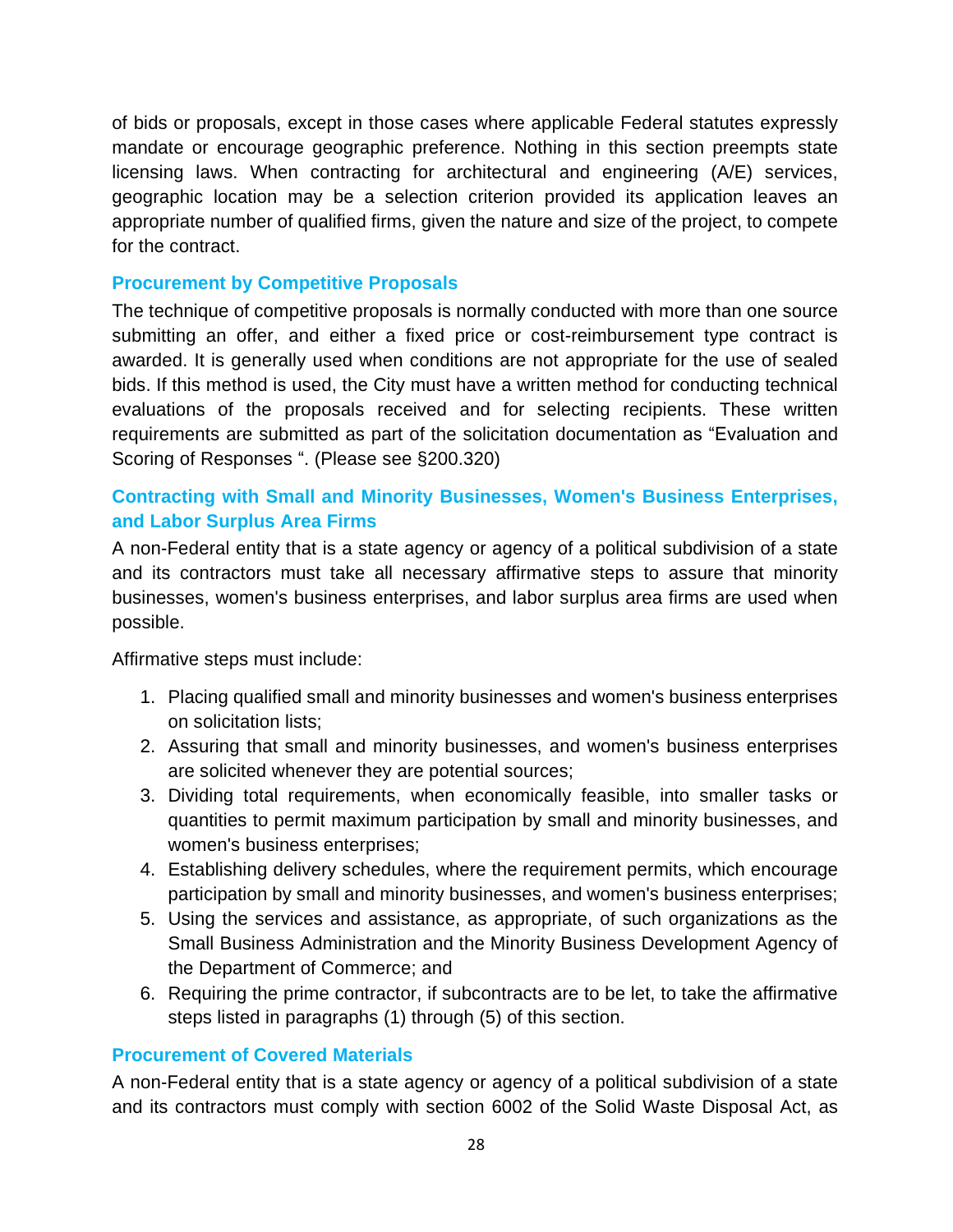of bids or proposals, except in those cases where applicable Federal statutes expressly mandate or encourage geographic preference. Nothing in this section preempts state licensing laws. When contracting for architectural and engineering (A/E) services, geographic location may be a selection criterion provided its application leaves an appropriate number of qualified firms, given the nature and size of the project, to compete for the contract.

### Procurement by Competitive Proposals

The technique of competitive proposals is normally conducted with more than one source submitting an offer, and either a fixed price or cost-reimbursement type contract is awarded. It is generally used when conditions are not appropriate for the use of sealed bids. If this method is used, the City must have a written method for conducting technical evaluations of the proposals received and for selecting recipients. These written requirements are submitted as part of the solicitation documentation as "Evaluation and Scoring of Responses ". (Please see §200.320)

### Contracting with Small and Minority Businesses, Women's Business Enterprises, and Labor Surplus Area Firms

A non-Federal entity that is a state agency or agency of a political subdivision of a state and its contractors must take all necessary affirmative steps to assure that minority businesses, women's business enterprises, and labor surplus area firms are used when possible.

Affirmative steps must include:

1. Placing qualified small and minority businesses and women's business enterprises on solicitation lists;
2. Assuring that small and minority businesses, and women's business enterprises are solicited whenever they are potential sources;
3. Dividing total requirements, when economically feasible, into smaller tasks or quantities to permit maximum participation by small and minority businesses, and women's business enterprises;
4. Establishing delivery schedules, where the requirement permits, which encourage participation by small and minority businesses, and women's business enterprises;
5. Using the services and assistance, as appropriate, of such organizations as the Small Business Administration and the Minority Business Development Agency of the Department of Commerce; and
6. Requiring the prime contractor, if subcontracts are to be let, to take the affirmative steps listed in paragraphs (1) through (5) of this section.

### Procurement of Covered Materials

A non-Federal entity that is a state agency or agency of a political subdivision of a state and its contractors must comply with section 6002 of the Solid Waste Disposal Act, as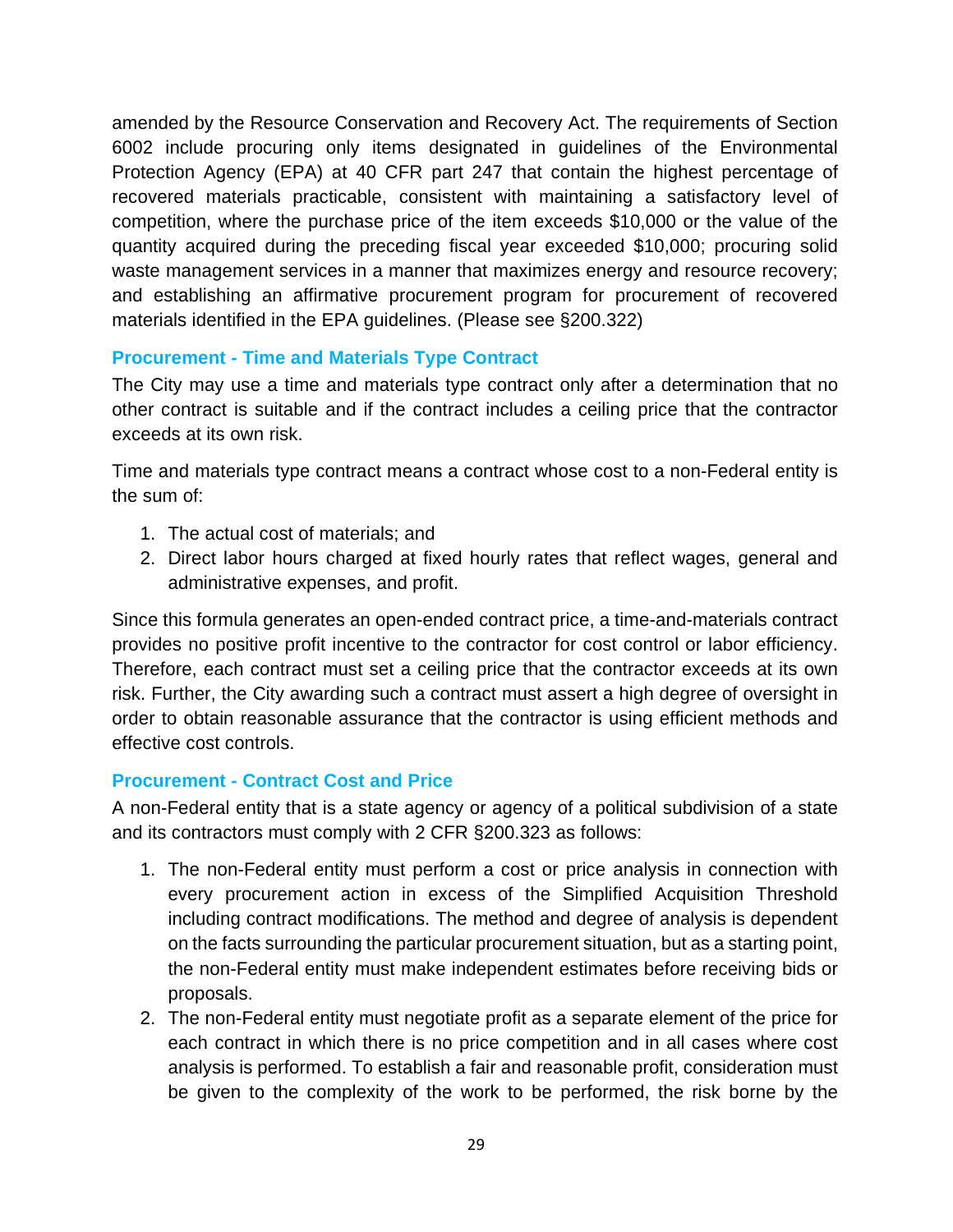amended by the Resource Conservation and Recovery Act. The requirements of Section 6002 include procuring only items designated in guidelines of the Environmental Protection Agency (EPA) at 40 CFR part 247 that contain the highest percentage of recovered materials practicable, consistent with maintaining a satisfactory level of competition, where the purchase price of the item exceeds $10,000 or the value of the quantity acquired during the preceding fiscal year exceeded $10,000; procuring solid waste management services in a manner that maximizes energy and resource recovery; and establishing an affirmative procurement program for procurement of recovered materials identified in the EPA guidelines. (Please see §200.322)

### Procurement - Time and Materials Type Contract

The City may use a time and materials type contract only after a determination that no other contract is suitable and if the contract includes a ceiling price that the contractor exceeds at its own risk.

Time and materials type contract means a contract whose cost to a non-Federal entity is the sum of:

1. The actual cost of materials; and
2. Direct labor hours charged at fixed hourly rates that reflect wages, general and administrative expenses, and profit.

Since this formula generates an open-ended contract price, a time-and-materials contract provides no positive profit incentive to the contractor for cost control or labor efficiency. Therefore, each contract must set a ceiling price that the contractor exceeds at its own risk. Further, the City awarding such a contract must assert a high degree of oversight in order to obtain reasonable assurance that the contractor is using efficient methods and effective cost controls.

### Procurement - Contract Cost and Price

A non-Federal entity that is a state agency or agency of a political subdivision of a state and its contractors must comply with 2 CFR §200.323 as follows:

1. The non-Federal entity must perform a cost or price analysis in connection with every procurement action in excess of the Simplified Acquisition Threshold including contract modifications. The method and degree of analysis is dependent on the facts surrounding the particular procurement situation, but as a starting point, the non-Federal entity must make independent estimates before receiving bids or proposals.
2. The non-Federal entity must negotiate profit as a separate element of the price for each contract in which there is no price competition and in all cases where cost analysis is performed. To establish a fair and reasonable profit, consideration must be given to the complexity of the work to be performed, the risk borne by the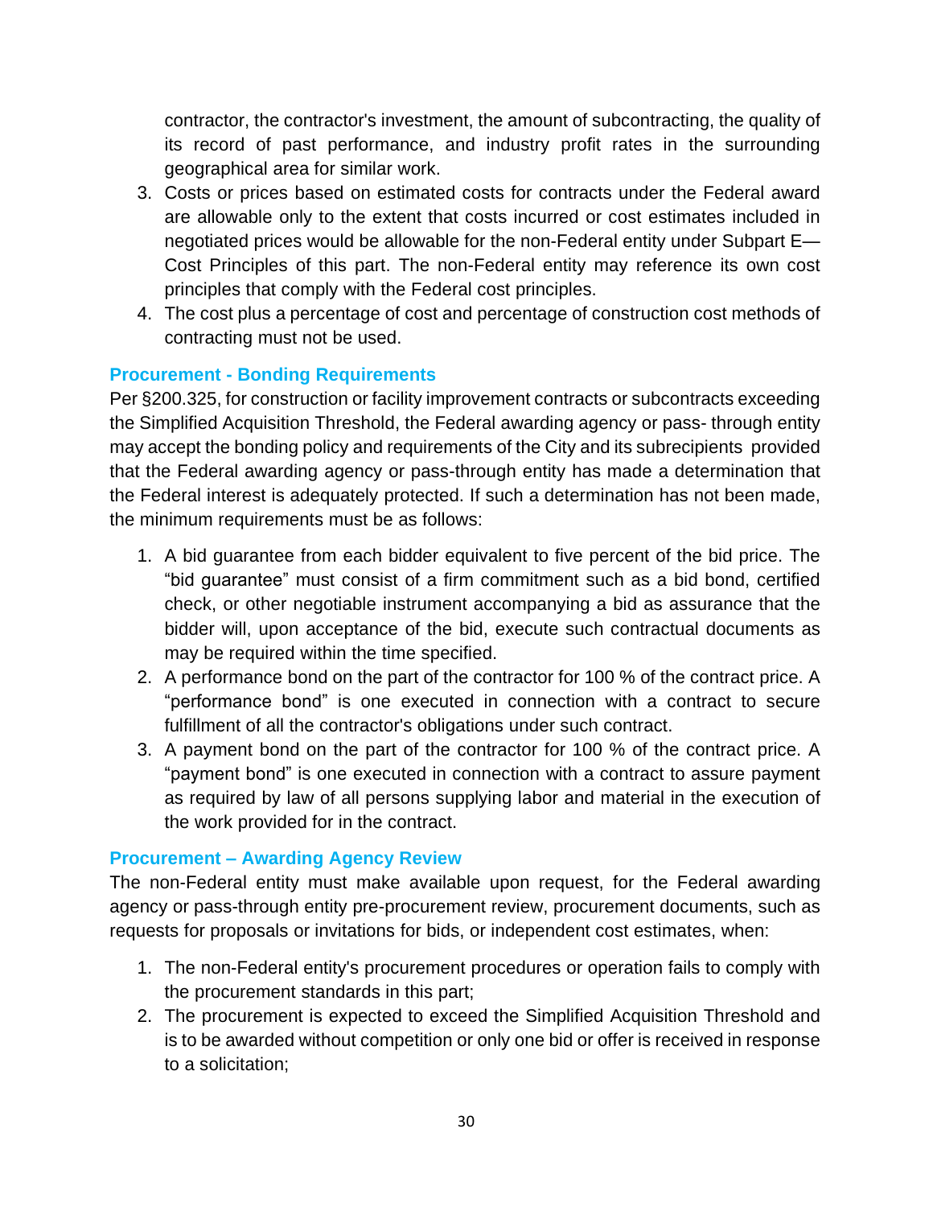contractor, the contractor's investment, the amount of subcontracting, the quality of its record of past performance, and industry profit rates in the surrounding geographical area for similar work.

3. Costs or prices based on estimated costs for contracts under the Federal award are allowable only to the extent that costs incurred or cost estimates included in negotiated prices would be allowable for the non-Federal entity under Subpart E—Cost Principles of this part. The non-Federal entity may reference its own cost principles that comply with the Federal cost principles.
4. The cost plus a percentage of cost and percentage of construction cost methods of contracting must not be used.

### Procurement - Bonding Requirements

Per §200.325, for construction or facility improvement contracts or subcontracts exceeding the Simplified Acquisition Threshold, the Federal awarding agency or pass- through entity may accept the bonding policy and requirements of the City and its subrecipients provided that the Federal awarding agency or pass-through entity has made a determination that the Federal interest is adequately protected. If such a determination has not been made, the minimum requirements must be as follows:

1. A bid guarantee from each bidder equivalent to five percent of the bid price. The "bid guarantee" must consist of a firm commitment such as a bid bond, certified check, or other negotiable instrument accompanying a bid as assurance that the bidder will, upon acceptance of the bid, execute such contractual documents as may be required within the time specified.
2. A performance bond on the part of the contractor for 100 % of the contract price. A "performance bond" is one executed in connection with a contract to secure fulfillment of all the contractor's obligations under such contract.
3. A payment bond on the part of the contractor for 100 % of the contract price. A "payment bond" is one executed in connection with a contract to assure payment as required by law of all persons supplying labor and material in the execution of the work provided for in the contract.

### Procurement – Awarding Agency Review

The non-Federal entity must make available upon request, for the Federal awarding agency or pass-through entity pre-procurement review, procurement documents, such as requests for proposals or invitations for bids, or independent cost estimates, when:

1. The non-Federal entity's procurement procedures or operation fails to comply with the procurement standards in this part;
2. The procurement is expected to exceed the Simplified Acquisition Threshold and is to be awarded without competition or only one bid or offer is received in response to a solicitation;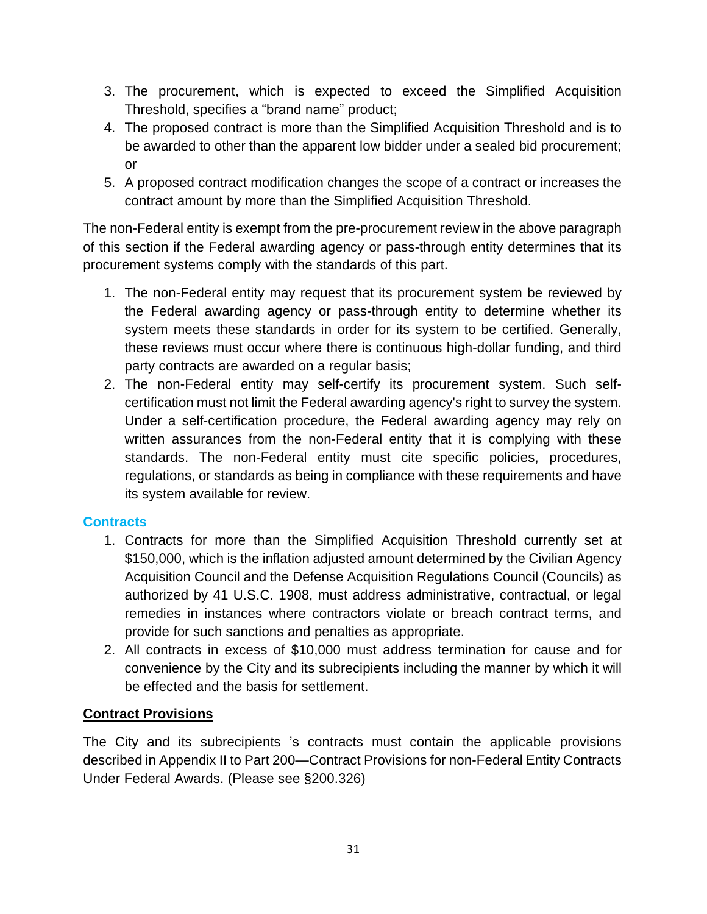3. The procurement, which is expected to exceed the Simplified Acquisition Threshold, specifies a "brand name" product;
4. The proposed contract is more than the Simplified Acquisition Threshold and is to be awarded to other than the apparent low bidder under a sealed bid procurement; or
5. A proposed contract modification changes the scope of a contract or increases the contract amount by more than the Simplified Acquisition Threshold.

The non-Federal entity is exempt from the pre-procurement review in the above paragraph of this section if the Federal awarding agency or pass-through entity determines that its procurement systems comply with the standards of this part.

1. The non-Federal entity may request that its procurement system be reviewed by the Federal awarding agency or pass-through entity to determine whether its system meets these standards in order for its system to be certified. Generally, these reviews must occur where there is continuous high-dollar funding, and third party contracts are awarded on a regular basis;
2. The non-Federal entity may self-certify its procurement system. Such self-certification must not limit the Federal awarding agency's right to survey the system. Under a self-certification procedure, the Federal awarding agency may rely on written assurances from the non-Federal entity that it is complying with these standards. The non-Federal entity must cite specific policies, procedures, regulations, or standards as being in compliance with these requirements and have its system available for review.

### Contracts

1. Contracts for more than the Simplified Acquisition Threshold currently set at $150,000, which is the inflation adjusted amount determined by the Civilian Agency Acquisition Council and the Defense Acquisition Regulations Council (Councils) as authorized by 41 U.S.C. 1908, must address administrative, contractual, or legal remedies in instances where contractors violate or breach contract terms, and provide for such sanctions and penalties as appropriate.
2. All contracts in excess of $10,000 must address termination for cause and for convenience by the City and its subrecipients including the manner by which it will be effected and the basis for settlement.

### Contract Provisions

The City and its subrecipients 's contracts must contain the applicable provisions described in Appendix II to Part 200—Contract Provisions for non-Federal Entity Contracts Under Federal Awards. (Please see §200.326)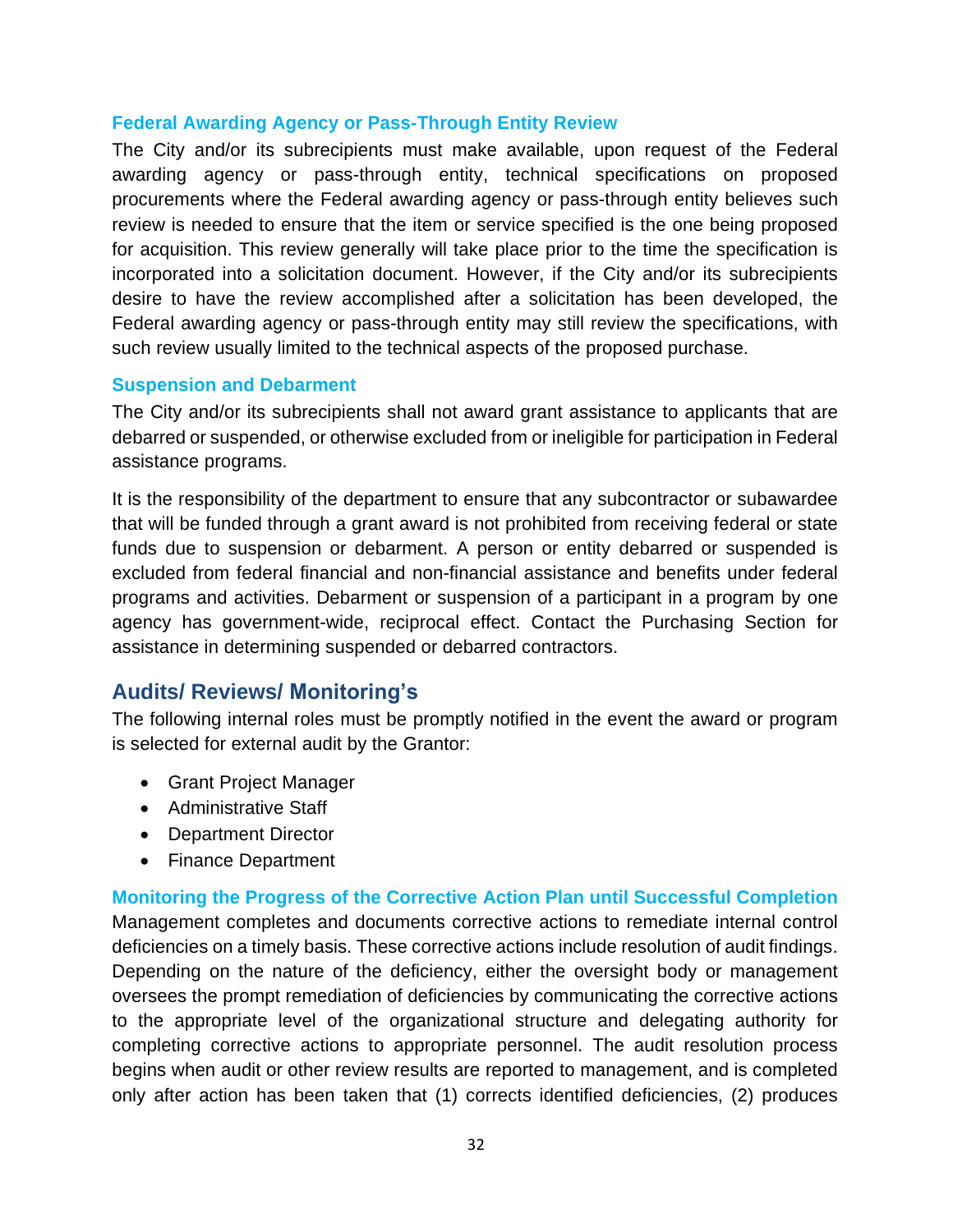### Federal Awarding Agency or Pass-Through Entity Review

The City and/or its subrecipients must make available, upon request of the Federal awarding agency or pass-through entity, technical specifications on proposed procurements where the Federal awarding agency or pass-through entity believes such review is needed to ensure that the item or service specified is the one being proposed for acquisition. This review generally will take place prior to the time the specification is incorporated into a solicitation document. However, if the City and/or its subrecipients desire to have the review accomplished after a solicitation has been developed, the Federal awarding agency or pass-through entity may still review the specifications, with such review usually limited to the technical aspects of the proposed purchase.

### Suspension and Debarment

The City and/or its subrecipients shall not award grant assistance to applicants that are debarred or suspended, or otherwise excluded from or ineligible for participation in Federal assistance programs.

It is the responsibility of the department to ensure that any subcontractor or subawardee that will be funded through a grant award is not prohibited from receiving federal or state funds due to suspension or debarment. A person or entity debarred or suspended is excluded from federal financial and non-financial assistance and benefits under federal programs and activities. Debarment or suspension of a participant in a program by one agency has government-wide, reciprocal effect. Contact the Purchasing Section for assistance in determining suspended or debarred contractors.

## Audits/ Reviews/ Monitoring's

The following internal roles must be promptly notified in the event the award or program is selected for external audit by the Grantor:

- Grant Project Manager
- Administrative Staff
- Department Director
- Finance Department

### Monitoring the Progress of the Corrective Action Plan until Successful Completion

Management completes and documents corrective actions to remediate internal control deficiencies on a timely basis. These corrective actions include resolution of audit findings. Depending on the nature of the deficiency, either the oversight body or management oversees the prompt remediation of deficiencies by communicating the corrective actions to the appropriate level of the organizational structure and delegating authority for completing corrective actions to appropriate personnel. The audit resolution process begins when audit or other review results are reported to management, and is completed only after action has been taken that (1) corrects identified deficiencies, (2) produces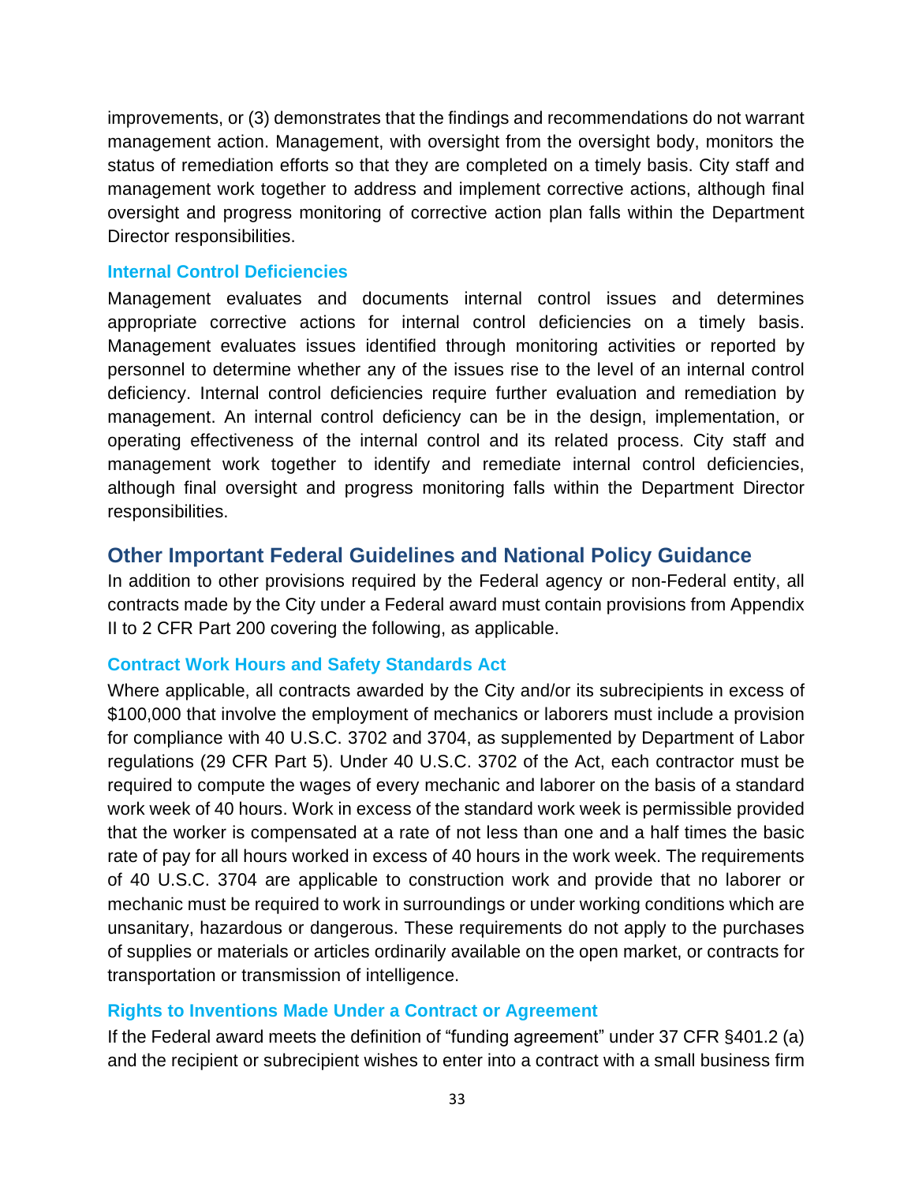improvements, or (3) demonstrates that the findings and recommendations do not warrant management action. Management, with oversight from the oversight body, monitors the status of remediation efforts so that they are completed on a timely basis. City staff and management work together to address and implement corrective actions, although final oversight and progress monitoring of corrective action plan falls within the Department Director responsibilities.

### Internal Control Deficiencies

Management evaluates and documents internal control issues and determines appropriate corrective actions for internal control deficiencies on a timely basis. Management evaluates issues identified through monitoring activities or reported by personnel to determine whether any of the issues rise to the level of an internal control deficiency. Internal control deficiencies require further evaluation and remediation by management. An internal control deficiency can be in the design, implementation, or operating effectiveness of the internal control and its related process. City staff and management work together to identify and remediate internal control deficiencies, although final oversight and progress monitoring falls within the Department Director responsibilities.

## Other Important Federal Guidelines and National Policy Guidance

In addition to other provisions required by the Federal agency or non-Federal entity, all contracts made by the City under a Federal award must contain provisions from Appendix II to 2 CFR Part 200 covering the following, as applicable.

### Contract Work Hours and Safety Standards Act

Where applicable, all contracts awarded by the City and/or its subrecipients in excess of $100,000 that involve the employment of mechanics or laborers must include a provision for compliance with 40 U.S.C. 3702 and 3704, as supplemented by Department of Labor regulations (29 CFR Part 5). Under 40 U.S.C. 3702 of the Act, each contractor must be required to compute the wages of every mechanic and laborer on the basis of a standard work week of 40 hours. Work in excess of the standard work week is permissible provided that the worker is compensated at a rate of not less than one and a half times the basic rate of pay for all hours worked in excess of 40 hours in the work week. The requirements of 40 U.S.C. 3704 are applicable to construction work and provide that no laborer or mechanic must be required to work in surroundings or under working conditions which are unsanitary, hazardous or dangerous. These requirements do not apply to the purchases of supplies or materials or articles ordinarily available on the open market, or contracts for transportation or transmission of intelligence.

### Rights to Inventions Made Under a Contract or Agreement

If the Federal award meets the definition of "funding agreement" under 37 CFR §401.2 (a) and the recipient or subrecipient wishes to enter into a contract with a small business firm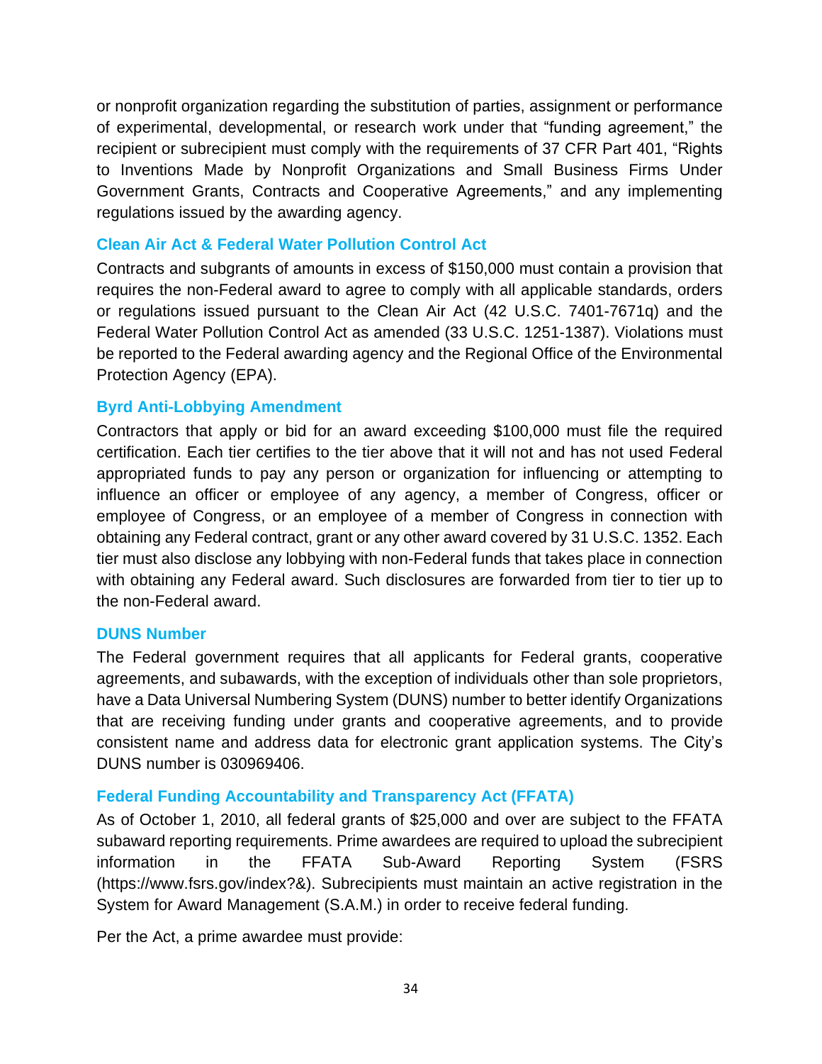or nonprofit organization regarding the substitution of parties, assignment or performance of experimental, developmental, or research work under that "funding agreement," the recipient or subrecipient must comply with the requirements of 37 CFR Part 401, "Rights to Inventions Made by Nonprofit Organizations and Small Business Firms Under Government Grants, Contracts and Cooperative Agreements," and any implementing regulations issued by the awarding agency.

### Clean Air Act & Federal Water Pollution Control Act

Contracts and subgrants of amounts in excess of $150,000 must contain a provision that requires the non-Federal award to agree to comply with all applicable standards, orders or regulations issued pursuant to the Clean Air Act (42 U.S.C. 7401-7671q) and the Federal Water Pollution Control Act as amended (33 U.S.C. 1251-1387). Violations must be reported to the Federal awarding agency and the Regional Office of the Environmental Protection Agency (EPA).

### Byrd Anti-Lobbying Amendment

Contractors that apply or bid for an award exceeding $100,000 must file the required certification. Each tier certifies to the tier above that it will not and has not used Federal appropriated funds to pay any person or organization for influencing or attempting to influence an officer or employee of any agency, a member of Congress, officer or employee of Congress, or an employee of a member of Congress in connection with obtaining any Federal contract, grant or any other award covered by 31 U.S.C. 1352. Each tier must also disclose any lobbying with non-Federal funds that takes place in connection with obtaining any Federal award. Such disclosures are forwarded from tier to tier up to the non-Federal award.

### DUNS Number

The Federal government requires that all applicants for Federal grants, cooperative agreements, and subawards, with the exception of individuals other than sole proprietors, have a Data Universal Numbering System (DUNS) number to better identify Organizations that are receiving funding under grants and cooperative agreements, and to provide consistent name and address data for electronic grant application systems. The City's DUNS number is 030969406.

### Federal Funding Accountability and Transparency Act (FFATA)

As of October 1, 2010, all federal grants of $25,000 and over are subject to the FFATA subaward reporting requirements. Prime awardees are required to upload the subrecipient information in the FFATA Sub-Award Reporting System (FSRS (https://www.fsrs.gov/index?&). Subrecipients must maintain an active registration in the System for Award Management (S.A.M.) in order to receive federal funding.

Per the Act, a prime awardee must provide: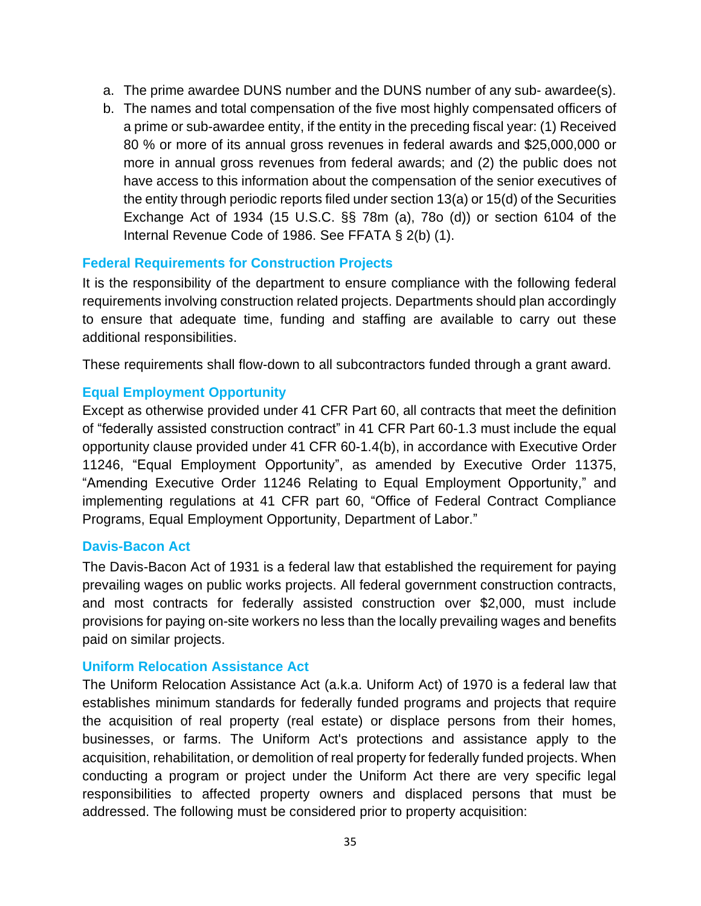a. The prime awardee DUNS number and the DUNS number of any sub- awardee(s).
b. The names and total compensation of the five most highly compensated officers of a prime or sub-awardee entity, if the entity in the preceding fiscal year: (1) Received 80 % or more of its annual gross revenues in federal awards and $25,000,000 or more in annual gross revenues from federal awards; and (2) the public does not have access to this information about the compensation of the senior executives of the entity through periodic reports filed under section 13(a) or 15(d) of the Securities Exchange Act of 1934 (15 U.S.C. §§ 78m (a), 78o (d)) or section 6104 of the Internal Revenue Code of 1986. See FFATA § 2(b) (1).

## Federal Requirements for Construction Projects

It is the responsibility of the department to ensure compliance with the following federal requirements involving construction related projects. Departments should plan accordingly to ensure that adequate time, funding and staffing are available to carry out these additional responsibilities.

These requirements shall flow-down to all subcontractors funded through a grant award.

### Equal Employment Opportunity

Except as otherwise provided under 41 CFR Part 60, all contracts that meet the definition of "federally assisted construction contract" in 41 CFR Part 60-1.3 must include the equal opportunity clause provided under 41 CFR 60-1.4(b), in accordance with Executive Order 11246, "Equal Employment Opportunity", as amended by Executive Order 11375, "Amending Executive Order 11246 Relating to Equal Employment Opportunity," and implementing regulations at 41 CFR part 60, "Office of Federal Contract Compliance Programs, Equal Employment Opportunity, Department of Labor."

### Davis-Bacon Act

The Davis-Bacon Act of 1931 is a federal law that established the requirement for paying prevailing wages on public works projects. All federal government construction contracts, and most contracts for federally assisted construction over $2,000, must include provisions for paying on-site workers no less than the locally prevailing wages and benefits paid on similar projects.

### Uniform Relocation Assistance Act

The Uniform Relocation Assistance Act (a.k.a. Uniform Act) of 1970 is a federal law that establishes minimum standards for federally funded programs and projects that require the acquisition of real property (real estate) or displace persons from their homes, businesses, or farms. The Uniform Act's protections and assistance apply to the acquisition, rehabilitation, or demolition of real property for federally funded projects. When conducting a program or project under the Uniform Act there are very specific legal responsibilities to affected property owners and displaced persons that must be addressed. The following must be considered prior to property acquisition: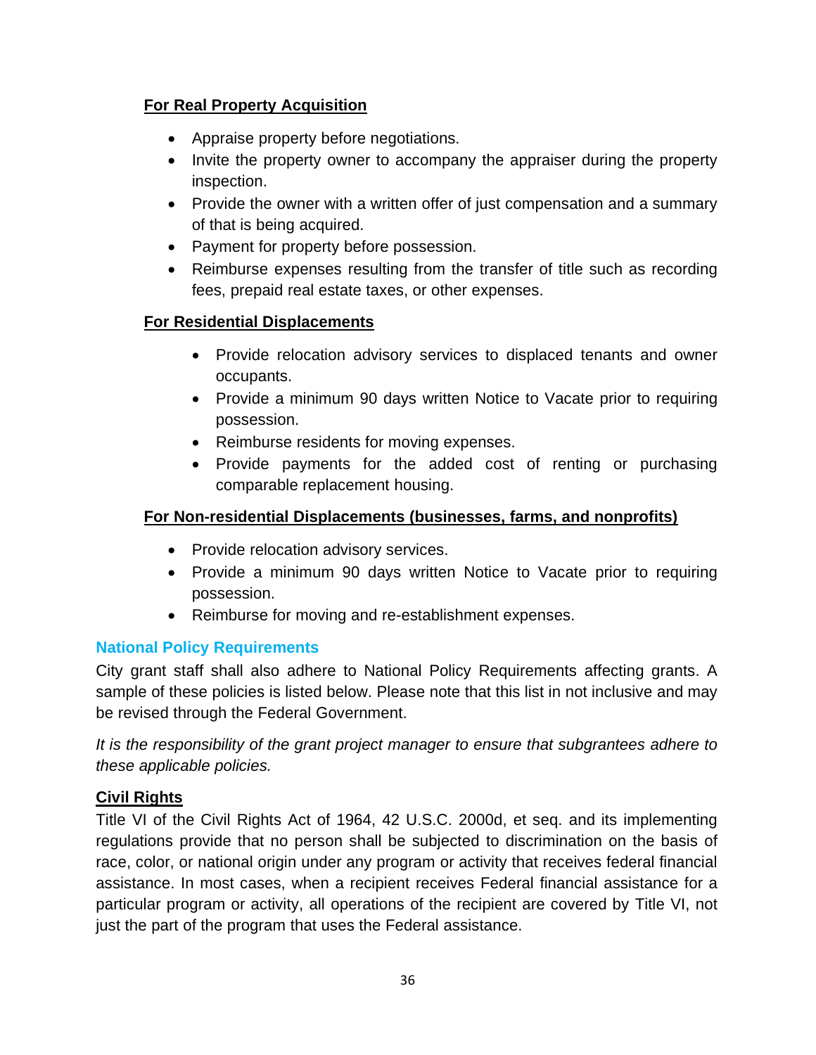**For Real Property Acquisition**

- Appraise property before negotiations.
- Invite the property owner to accompany the appraiser during the property inspection.
- Provide the owner with a written offer of just compensation and a summary of that is being acquired.
- Payment for property before possession.
- Reimburse expenses resulting from the transfer of title such as recording fees, prepaid real estate taxes, or other expenses.

**For Residential Displacements**

- Provide relocation advisory services to displaced tenants and owner occupants.
- Provide a minimum 90 days written Notice to Vacate prior to requiring possession.
- Reimburse residents for moving expenses.
- Provide payments for the added cost of renting or purchasing comparable replacement housing.

**For Non-residential Displacements (businesses, farms, and nonprofits)**

- Provide relocation advisory services.
- Provide a minimum 90 days written Notice to Vacate prior to requiring possession.
- Reimburse for moving and re-establishment expenses.

## National Policy Requirements

City grant staff shall also adhere to National Policy Requirements affecting grants. A sample of these policies is listed below. Please note that this list in not inclusive and may be revised through the Federal Government.

*It is the responsibility of the grant project manager to ensure that subgrantees adhere to these applicable policies.*

**Civil Rights**

Title VI of the Civil Rights Act of 1964, 42 U.S.C. 2000d, et seq. and its implementing regulations provide that no person shall be subjected to discrimination on the basis of race, color, or national origin under any program or activity that receives federal financial assistance. In most cases, when a recipient receives Federal financial assistance for a particular program or activity, all operations of the recipient are covered by Title VI, not just the part of the program that uses the Federal assistance.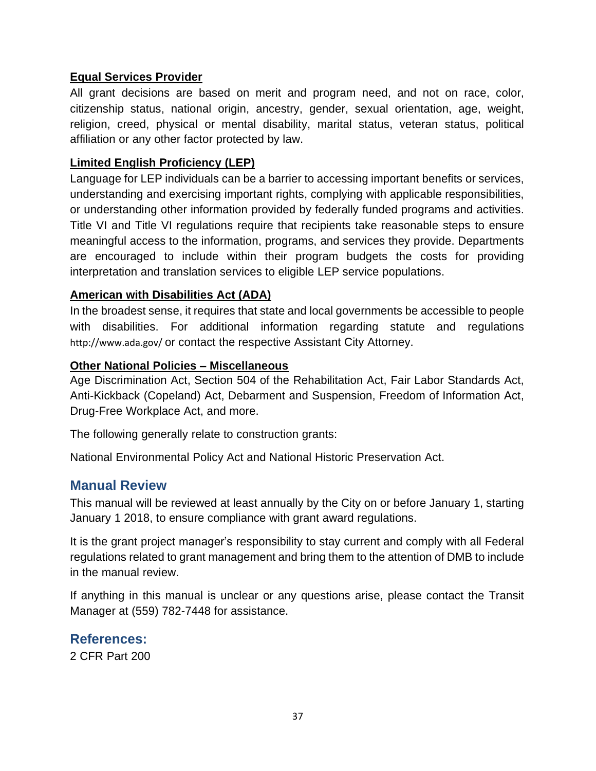**Equal Services Provider**

All grant decisions are based on merit and program need, and not on race, color, citizenship status, national origin, ancestry, gender, sexual orientation, age, weight, religion, creed, physical or mental disability, marital status, veteran status, political affiliation or any other factor protected by law.

**Limited English Proficiency (LEP)**

Language for LEP individuals can be a barrier to accessing important benefits or services, understanding and exercising important rights, complying with applicable responsibilities, or understanding other information provided by federally funded programs and activities. Title VI and Title VI regulations require that recipients take reasonable steps to ensure meaningful access to the information, programs, and services they provide. Departments are encouraged to include within their program budgets the costs for providing interpretation and translation services to eligible LEP service populations.

**American with Disabilities Act (ADA)**

In the broadest sense, it requires that state and local governments be accessible to people with disabilities. For additional information regarding statute and regulations http://www.ada.gov/ or contact the respective Assistant City Attorney.

**Other National Policies – Miscellaneous**

Age Discrimination Act, Section 504 of the Rehabilitation Act, Fair Labor Standards Act, Anti-Kickback (Copeland) Act, Debarment and Suspension, Freedom of Information Act, Drug-Free Workplace Act, and more.

The following generally relate to construction grants:

National Environmental Policy Act and National Historic Preservation Act.

## Manual Review

This manual will be reviewed at least annually by the City on or before January 1, starting January 1 2018, to ensure compliance with grant award regulations.

It is the grant project manager's responsibility to stay current and comply with all Federal regulations related to grant management and bring them to the attention of DMB to include in the manual review.

If anything in this manual is unclear or any questions arise, please contact the Transit Manager at (559) 782-7448 for assistance.

## References:

2 CFR Part 200